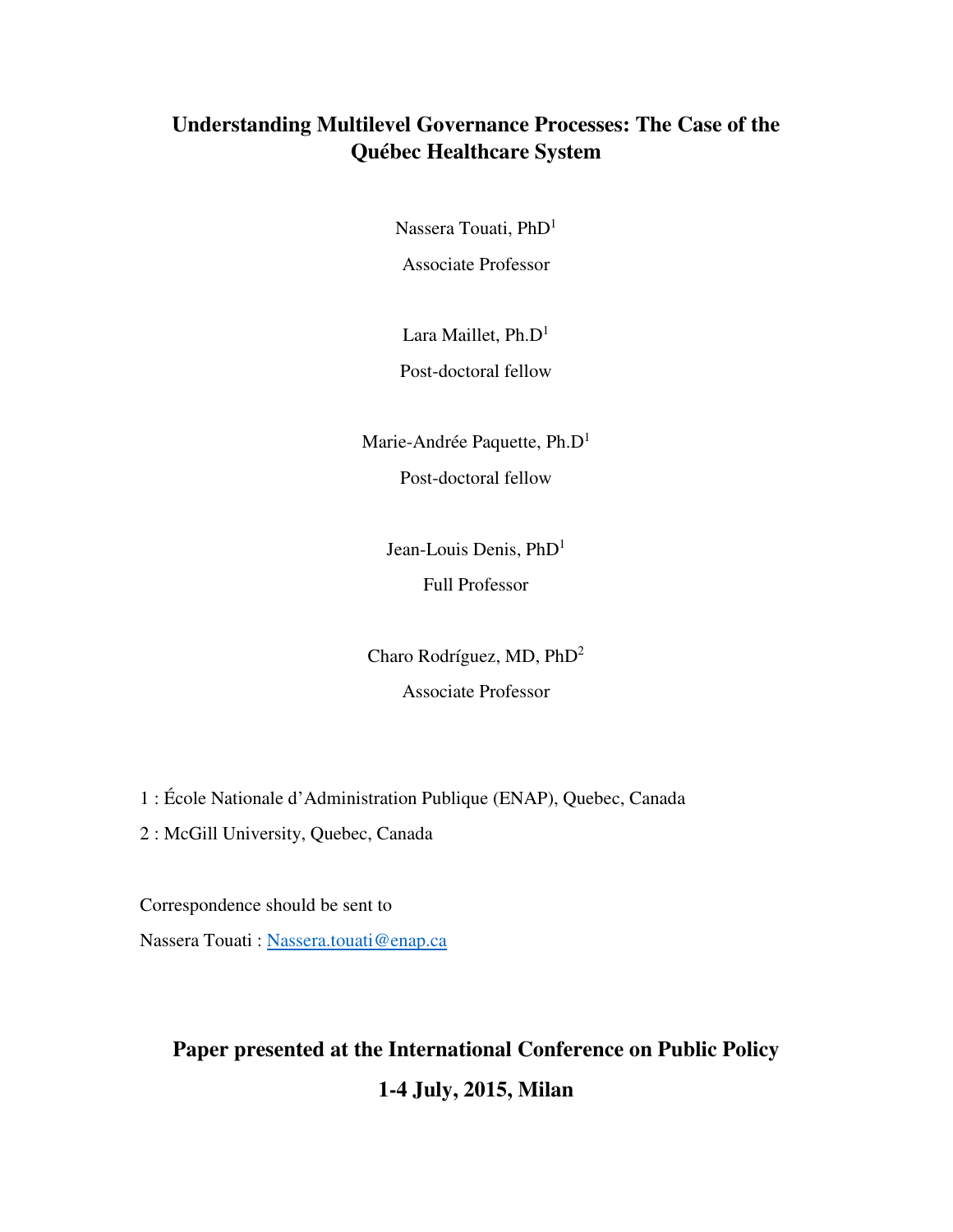# Understanding Multilevel Governance Processes: The Case of the Québec Healthcare System

Nassera Touati, PhD[1]

Associate Professor

Lara Maillet, Ph.D[1]

Post-doctoral fellow

Marie-Andrée Paquette, Ph.D[1]

Post-doctoral fellow

Jean-Louis Denis, PhD[1]

Full Professor

Charo Rodríguez, MD, PhD[2]

Associate Professor

1 : École Nationale d'Administration Publique (ENAP), Quebec, Canada

2 : McGill University, Quebec, Canada

Correspondence should be sent to

Nassera Touati : Nassera.touati@enap.ca

**Paper presented at the International Conference on Public Policy**

**1-4 July, 2015, Milan**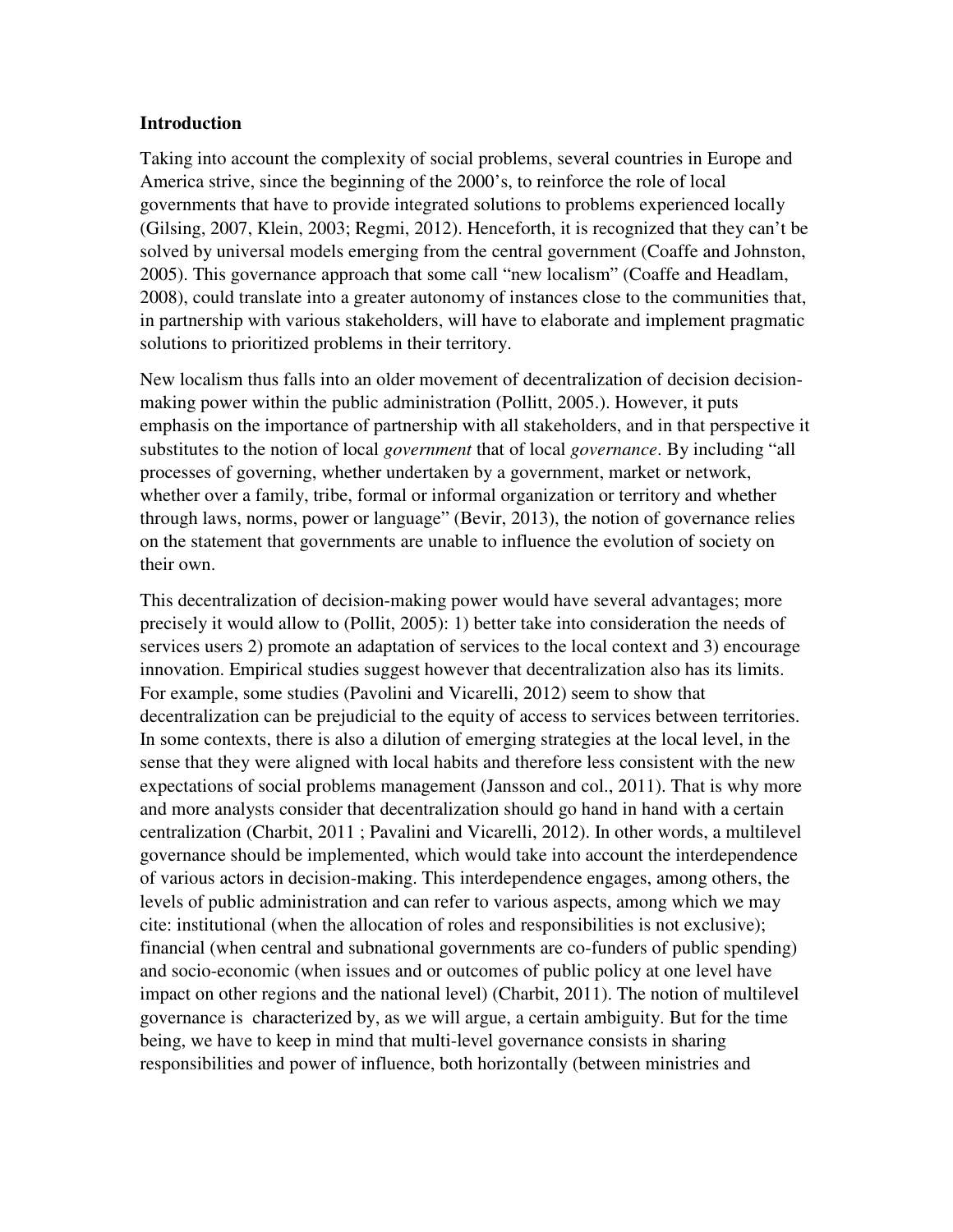**Introduction**

Taking into account the complexity of social problems, several countries in Europe and America strive, since the beginning of the 2000's, to reinforce the role of local governments that have to provide integrated solutions to problems experienced locally (Gilsing, 2007, Klein, 2003; Regmi, 2012). Henceforth, it is recognized that they can't be solved by universal models emerging from the central government (Coaffe and Johnston, 2005). This governance approach that some call "new localism" (Coaffe and Headlam, 2008), could translate into a greater autonomy of instances close to the communities that, in partnership with various stakeholders, will have to elaborate and implement pragmatic solutions to prioritized problems in their territory.

New localism thus falls into an older movement of decentralization of decision decision-making power within the public administration (Pollitt, 2005.). However, it puts emphasis on the importance of partnership with all stakeholders, and in that perspective it substitutes to the notion of local *government* that of local *governance*. By including "all processes of governing, whether undertaken by a government, market or network, whether over a family, tribe, formal or informal organization or territory and whether through laws, norms, power or language" (Bevir, 2013), the notion of governance relies on the statement that governments are unable to influence the evolution of society on their own.

This decentralization of decision-making power would have several advantages; more precisely it would allow to (Pollit, 2005): 1) better take into consideration the needs of services users 2) promote an adaptation of services to the local context and 3) encourage innovation. Empirical studies suggest however that decentralization also has its limits. For example, some studies (Pavolini and Vicarelli, 2012) seem to show that decentralization can be prejudicial to the equity of access to services between territories. In some contexts, there is also a dilution of emerging strategies at the local level, in the sense that they were aligned with local habits and therefore less consistent with the new expectations of social problems management (Jansson and col., 2011). That is why more and more analysts consider that decentralization should go hand in hand with a certain centralization (Charbit, 2011 ; Pavalini and Vicarelli, 2012). In other words, a multilevel governance should be implemented, which would take into account the interdependence of various actors in decision-making. This interdependence engages, among others, the levels of public administration and can refer to various aspects, among which we may cite: institutional (when the allocation of roles and responsibilities is not exclusive); financial (when central and subnational governments are co-funders of public spending) and socio-economic (when issues and or outcomes of public policy at one level have impact on other regions and the national level) (Charbit, 2011). The notion of multilevel governance is characterized by, as we will argue, a certain ambiguity. But for the time being, we have to keep in mind that multi-level governance consists in sharing responsibilities and power of influence, both horizontally (between ministries and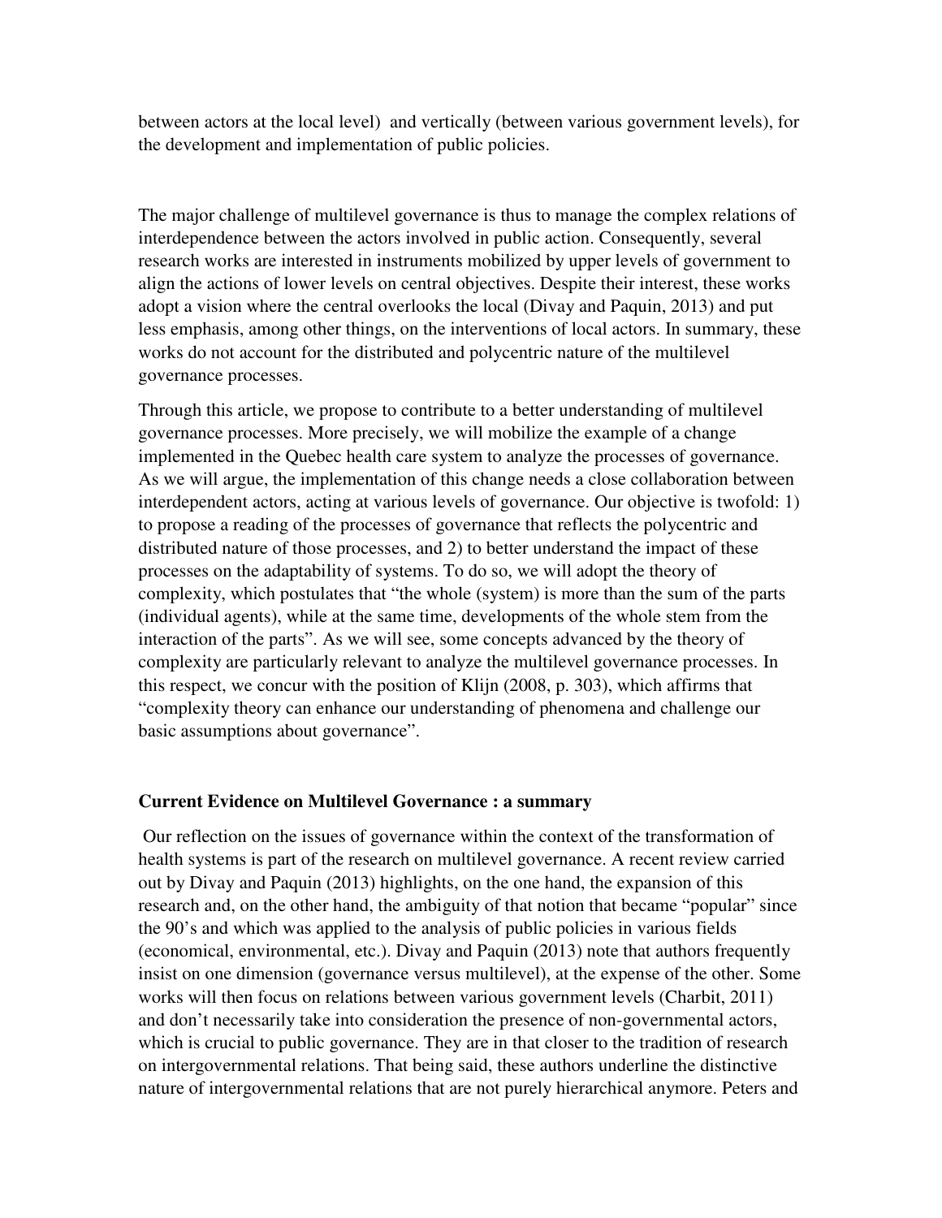between actors at the local level)  and vertically (between various government levels), for the development and implementation of public policies.

The major challenge of multilevel governance is thus to manage the complex relations of interdependence between the actors involved in public action. Consequently, several research works are interested in instruments mobilized by upper levels of government to align the actions of lower levels on central objectives. Despite their interest, these works adopt a vision where the central overlooks the local (Divay and Paquin, 2013) and put less emphasis, among other things, on the interventions of local actors. In summary, these works do not account for the distributed and polycentric nature of the multilevel governance processes.

Through this article, we propose to contribute to a better understanding of multilevel governance processes. More precisely, we will mobilize the example of a change implemented in the Quebec health care system to analyze the processes of governance. As we will argue, the implementation of this change needs a close collaboration between interdependent actors, acting at various levels of governance. Our objective is twofold: 1) to propose a reading of the processes of governance that reflects the polycentric and distributed nature of those processes, and 2) to better understand the impact of these processes on the adaptability of systems. To do so, we will adopt the theory of complexity, which postulates that "the whole (system) is more than the sum of the parts (individual agents), while at the same time, developments of the whole stem from the interaction of the parts". As we will see, some concepts advanced by the theory of complexity are particularly relevant to analyze the multilevel governance processes. In this respect, we concur with the position of Klijn (2008, p. 303), which affirms that "complexity theory can enhance our understanding of phenomena and challenge our basic assumptions about governance".

**Current Evidence on Multilevel Governance : a summary**

Our reflection on the issues of governance within the context of the transformation of health systems is part of the research on multilevel governance. A recent review carried out by Divay and Paquin (2013) highlights, on the one hand, the expansion of this research and, on the other hand, the ambiguity of that notion that became "popular" since the 90's and which was applied to the analysis of public policies in various fields (economical, environmental, etc.). Divay and Paquin (2013) note that authors frequently insist on one dimension (governance versus multilevel), at the expense of the other. Some works will then focus on relations between various government levels (Charbit, 2011) and don't necessarily take into consideration the presence of non-governmental actors, which is crucial to public governance. They are in that closer to the tradition of research on intergovernmental relations. That being said, these authors underline the distinctive nature of intergovernmental relations that are not purely hierarchical anymore. Peters and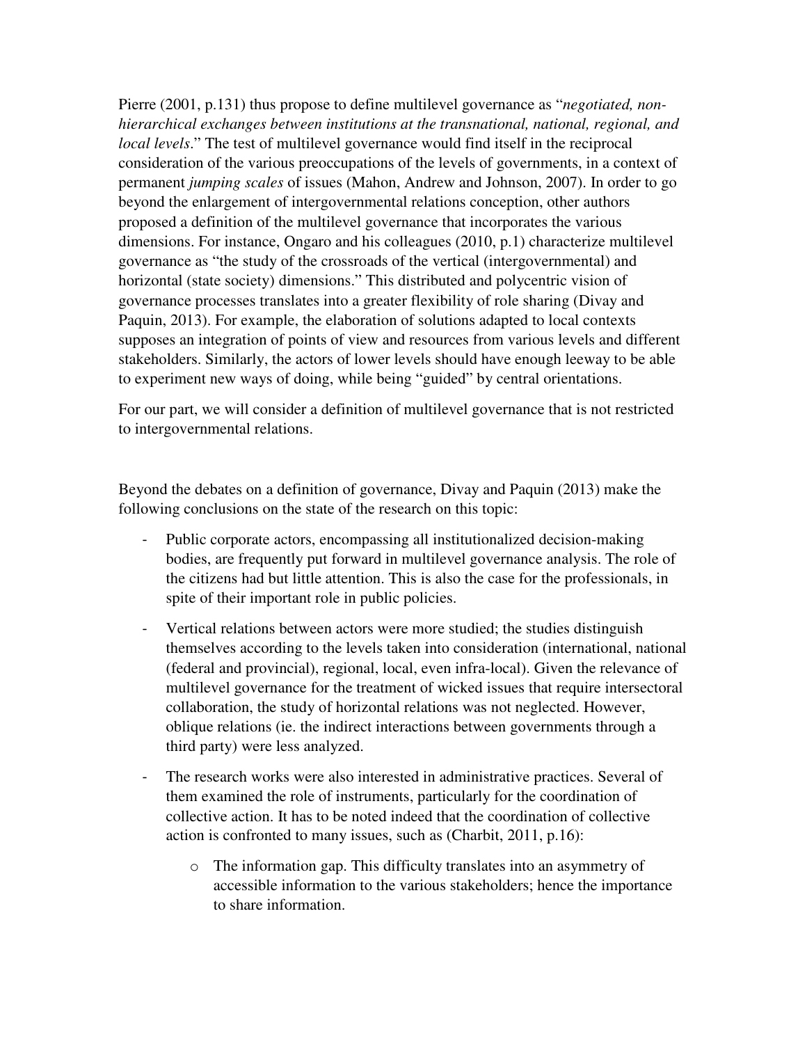Pierre (2001, p.131) thus propose to define multilevel governance as "*negotiated, non-hierarchical exchanges between institutions at the transnational, national, regional, and local levels*." The test of multilevel governance would find itself in the reciprocal consideration of the various preoccupations of the levels of governments, in a context of permanent *jumping scales* of issues (Mahon, Andrew and Johnson, 2007). In order to go beyond the enlargement of intergovernmental relations conception, other authors proposed a definition of the multilevel governance that incorporates the various dimensions. For instance, Ongaro and his colleagues (2010, p.1) characterize multilevel governance as "the study of the crossroads of the vertical (intergovernmental) and horizontal (state society) dimensions." This distributed and polycentric vision of governance processes translates into a greater flexibility of role sharing (Divay and Paquin, 2013). For example, the elaboration of solutions adapted to local contexts supposes an integration of points of view and resources from various levels and different stakeholders. Similarly, the actors of lower levels should have enough leeway to be able to experiment new ways of doing, while being "guided" by central orientations.

For our part, we will consider a definition of multilevel governance that is not restricted to intergovernmental relations.

Beyond the debates on a definition of governance, Divay and Paquin (2013) make the following conclusions on the state of the research on this topic:

- Public corporate actors, encompassing all institutionalized decision-making bodies, are frequently put forward in multilevel governance analysis. The role of the citizens had but little attention. This is also the case for the professionals, in spite of their important role in public policies.
- Vertical relations between actors were more studied; the studies distinguish themselves according to the levels taken into consideration (international, national (federal and provincial), regional, local, even infra-local). Given the relevance of multilevel governance for the treatment of wicked issues that require intersectoral collaboration, the study of horizontal relations was not neglected. However, oblique relations (ie. the indirect interactions between governments through a third party) were less analyzed.
- The research works were also interested in administrative practices. Several of them examined the role of instruments, particularly for the coordination of collective action. It has to be noted indeed that the coordination of collective action is confronted to many issues, such as (Charbit, 2011, p.16):
    - The information gap. This difficulty translates into an asymmetry of accessible information to the various stakeholders; hence the importance to share information.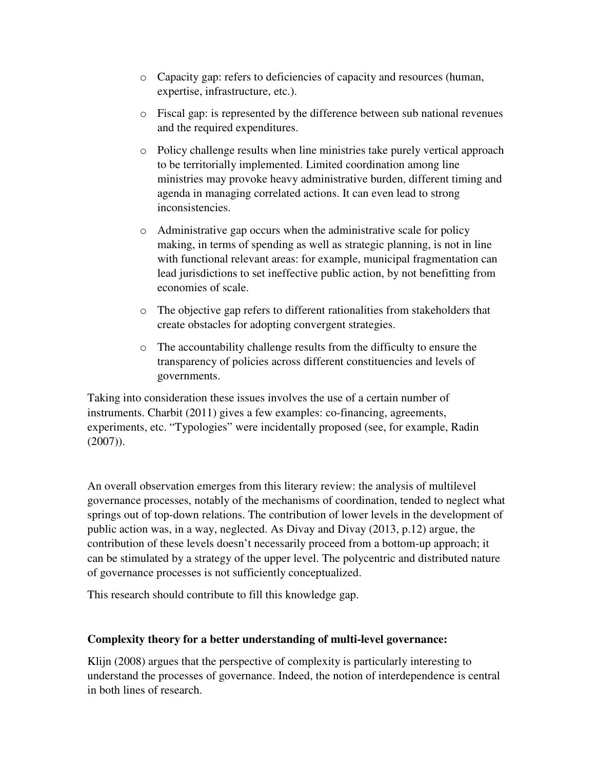- Capacity gap: refers to deficiencies of capacity and resources (human, expertise, infrastructure, etc.).
- Fiscal gap: is represented by the difference between sub national revenues and the required expenditures.
- Policy challenge results when line ministries take purely vertical approach to be territorially implemented. Limited coordination among line ministries may provoke heavy administrative burden, different timing and agenda in managing correlated actions. It can even lead to strong inconsistencies.
- Administrative gap occurs when the administrative scale for policy making, in terms of spending as well as strategic planning, is not in line with functional relevant areas: for example, municipal fragmentation can lead jurisdictions to set ineffective public action, by not benefitting from economies of scale.
- The objective gap refers to different rationalities from stakeholders that create obstacles for adopting convergent strategies.
- The accountability challenge results from the difficulty to ensure the transparency of policies across different constituencies and levels of governments.

Taking into consideration these issues involves the use of a certain number of instruments. Charbit (2011) gives a few examples: co-financing, agreements, experiments, etc. "Typologies" were incidentally proposed (see, for example, Radin (2007)).

An overall observation emerges from this literary review: the analysis of multilevel governance processes, notably of the mechanisms of coordination, tended to neglect what springs out of top-down relations. The contribution of lower levels in the development of public action was, in a way, neglected. As Divay and Divay (2013, p.12) argue, the contribution of these levels doesn't necessarily proceed from a bottom-up approach; it can be stimulated by a strategy of the upper level. The polycentric and distributed nature of governance processes is not sufficiently conceptualized.

This research should contribute to fill this knowledge gap.

**Complexity theory for a better understanding of multi-level governance:**

Klijn (2008) argues that the perspective of complexity is particularly interesting to understand the processes of governance. Indeed, the notion of interdependence is central in both lines of research.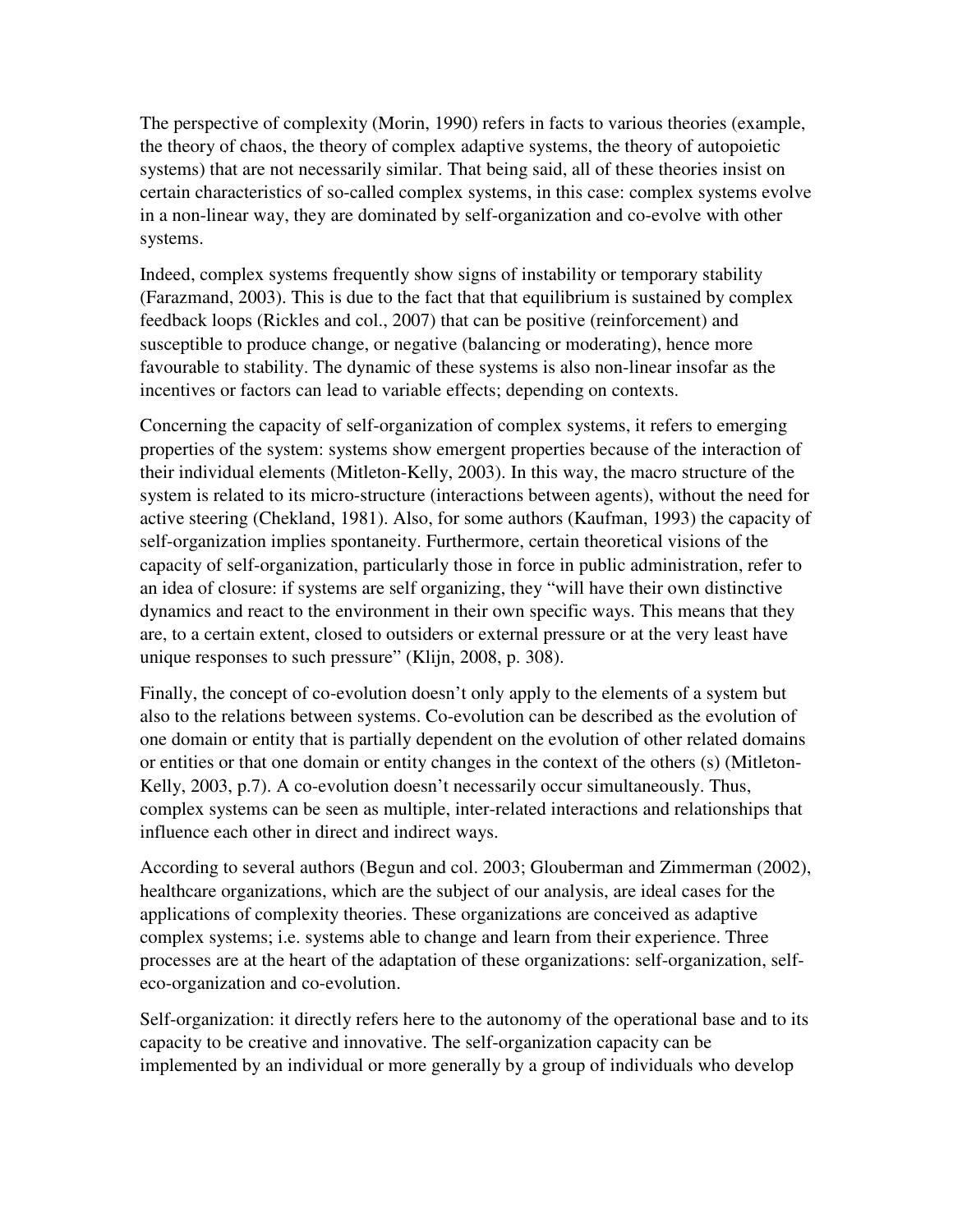The perspective of complexity (Morin, 1990) refers in facts to various theories (example, the theory of chaos, the theory of complex adaptive systems, the theory of autopoietic systems) that are not necessarily similar. That being said, all of these theories insist on certain characteristics of so-called complex systems, in this case: complex systems evolve in a non-linear way, they are dominated by self-organization and co-evolve with other systems.

Indeed, complex systems frequently show signs of instability or temporary stability (Farazmand, 2003). This is due to the fact that that equilibrium is sustained by complex feedback loops (Rickles and col., 2007) that can be positive (reinforcement) and susceptible to produce change, or negative (balancing or moderating), hence more favourable to stability. The dynamic of these systems is also non-linear insofar as the incentives or factors can lead to variable effects; depending on contexts.

Concerning the capacity of self-organization of complex systems, it refers to emerging properties of the system: systems show emergent properties because of the interaction of their individual elements (Mitleton-Kelly, 2003). In this way, the macro structure of the system is related to its micro-structure (interactions between agents), without the need for active steering (Chekland, 1981). Also, for some authors (Kaufman, 1993) the capacity of self-organization implies spontaneity. Furthermore, certain theoretical visions of the capacity of self-organization, particularly those in force in public administration, refer to an idea of closure: if systems are self organizing, they "will have their own distinctive dynamics and react to the environment in their own specific ways. This means that they are, to a certain extent, closed to outsiders or external pressure or at the very least have unique responses to such pressure" (Klijn, 2008, p. 308).

Finally, the concept of co-evolution doesn't only apply to the elements of a system but also to the relations between systems. Co-evolution can be described as the evolution of one domain or entity that is partially dependent on the evolution of other related domains or entities or that one domain or entity changes in the context of the others (s) (Mitleton-Kelly, 2003, p.7). A co-evolution doesn't necessarily occur simultaneously. Thus, complex systems can be seen as multiple, inter-related interactions and relationships that influence each other in direct and indirect ways.

According to several authors (Begun and col. 2003; Glouberman and Zimmerman (2002), healthcare organizations, which are the subject of our analysis, are ideal cases for the applications of complexity theories. These organizations are conceived as adaptive complex systems; i.e. systems able to change and learn from their experience. Three processes are at the heart of the adaptation of these organizations: self-organization, self-eco-organization and co-evolution.

Self-organization: it directly refers here to the autonomy of the operational base and to its capacity to be creative and innovative. The self-organization capacity can be implemented by an individual or more generally by a group of individuals who develop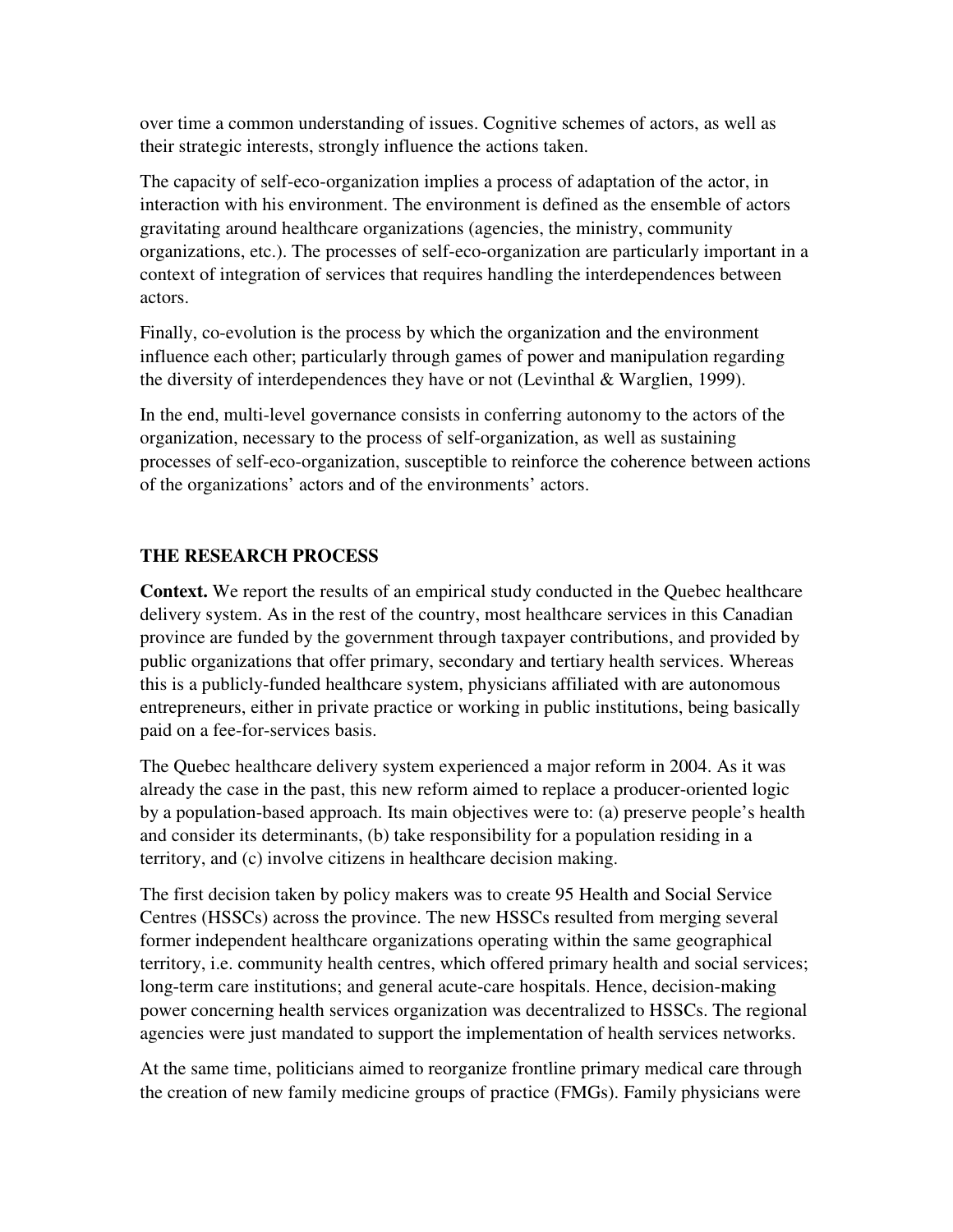over time a common understanding of issues. Cognitive schemes of actors, as well as their strategic interests, strongly influence the actions taken.

The capacity of self-eco-organization implies a process of adaptation of the actor, in interaction with his environment. The environment is defined as the ensemble of actors gravitating around healthcare organizations (agencies, the ministry, community organizations, etc.). The processes of self-eco-organization are particularly important in a context of integration of services that requires handling the interdependences between actors.

Finally, co-evolution is the process by which the organization and the environment influence each other; particularly through games of power and manipulation regarding the diversity of interdependences they have or not (Levinthal & Warglien, 1999).

In the end, multi-level governance consists in conferring autonomy to the actors of the organization, necessary to the process of self-organization, as well as sustaining processes of self-eco-organization, susceptible to reinforce the coherence between actions of the organizations' actors and of the environments' actors.

## THE RESEARCH PROCESS

**Context.** We report the results of an empirical study conducted in the Quebec healthcare delivery system. As in the rest of the country, most healthcare services in this Canadian province are funded by the government through taxpayer contributions, and provided by public organizations that offer primary, secondary and tertiary health services. Whereas this is a publicly-funded healthcare system, physicians affiliated with are autonomous entrepreneurs, either in private practice or working in public institutions, being basically paid on a fee-for-services basis.

The Quebec healthcare delivery system experienced a major reform in 2004. As it was already the case in the past, this new reform aimed to replace a producer-oriented logic by a population-based approach. Its main objectives were to: (a) preserve people's health and consider its determinants, (b) take responsibility for a population residing in a territory, and (c) involve citizens in healthcare decision making.

The first decision taken by policy makers was to create 95 Health and Social Service Centres (HSSCs) across the province. The new HSSCs resulted from merging several former independent healthcare organizations operating within the same geographical territory, i.e. community health centres, which offered primary health and social services; long-term care institutions; and general acute-care hospitals. Hence, decision-making power concerning health services organization was decentralized to HSSCs. The regional agencies were just mandated to support the implementation of health services networks.

At the same time, politicians aimed to reorganize frontline primary medical care through the creation of new family medicine groups of practice (FMGs). Family physicians were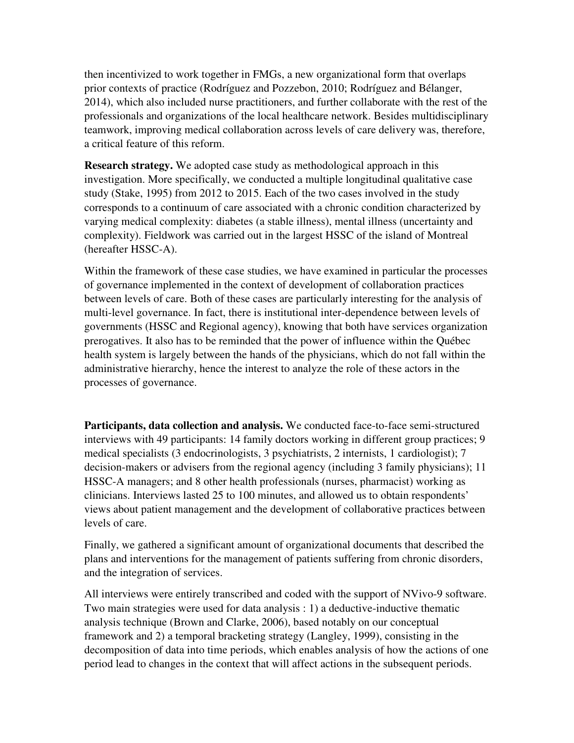then incentivized to work together in FMGs, a new organizational form that overlaps prior contexts of practice (Rodríguez and Pozzebon, 2010; Rodríguez and Bélanger, 2014), which also included nurse practitioners, and further collaborate with the rest of the professionals and organizations of the local healthcare network. Besides multidisciplinary teamwork, improving medical collaboration across levels of care delivery was, therefore, a critical feature of this reform.

**Research strategy.** We adopted case study as methodological approach in this investigation. More specifically, we conducted a multiple longitudinal qualitative case study (Stake, 1995) from 2012 to 2015. Each of the two cases involved in the study corresponds to a continuum of care associated with a chronic condition characterized by varying medical complexity: diabetes (a stable illness), mental illness (uncertainty and complexity). Fieldwork was carried out in the largest HSSC of the island of Montreal (hereafter HSSC-A).

Within the framework of these case studies, we have examined in particular the processes of governance implemented in the context of development of collaboration practices between levels of care. Both of these cases are particularly interesting for the analysis of multi-level governance. In fact, there is institutional inter-dependence between levels of governments (HSSC and Regional agency), knowing that both have services organization prerogatives. It also has to be reminded that the power of influence within the Québec health system is largely between the hands of the physicians, which do not fall within the administrative hierarchy, hence the interest to analyze the role of these actors in the processes of governance.

**Participants, data collection and analysis.** We conducted face-to-face semi-structured interviews with 49 participants: 14 family doctors working in different group practices; 9 medical specialists (3 endocrinologists, 3 psychiatrists, 2 internists, 1 cardiologist); 7 decision-makers or advisers from the regional agency (including 3 family physicians); 11 HSSC-A managers; and 8 other health professionals (nurses, pharmacist) working as clinicians. Interviews lasted 25 to 100 minutes, and allowed us to obtain respondents' views about patient management and the development of collaborative practices between levels of care.

Finally, we gathered a significant amount of organizational documents that described the plans and interventions for the management of patients suffering from chronic disorders, and the integration of services.

All interviews were entirely transcribed and coded with the support of NVivo-9 software. Two main strategies were used for data analysis : 1) a deductive-inductive thematic analysis technique (Brown and Clarke, 2006), based notably on our conceptual framework and 2) a temporal bracketing strategy (Langley, 1999), consisting in the decomposition of data into time periods, which enables analysis of how the actions of one period lead to changes in the context that will affect actions in the subsequent periods.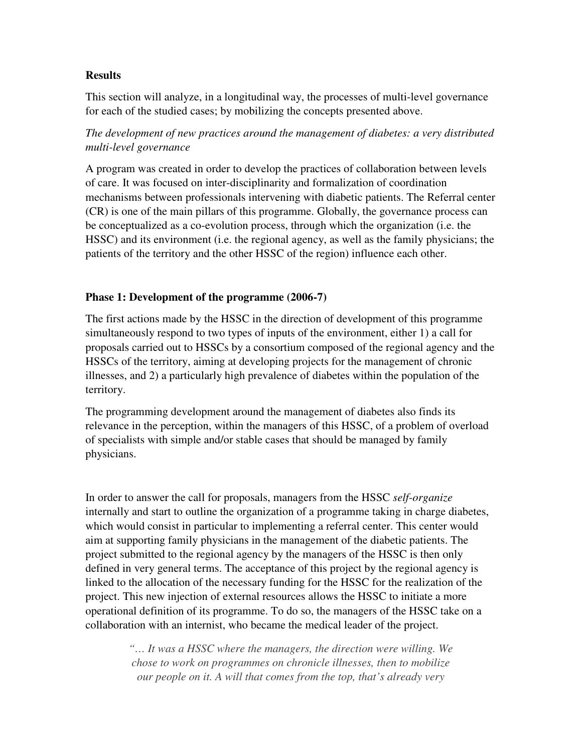**Results**

This section will analyze, in a longitudinal way, the processes of multi-level governance for each of the studied cases; by mobilizing the concepts presented above.

*The development of new practices around the management of diabetes: a very distributed multi-level governance*

A program was created in order to develop the practices of collaboration between levels of care. It was focused on inter-disciplinarity and formalization of coordination mechanisms between professionals intervening with diabetic patients. The Referral center (CR) is one of the main pillars of this programme. Globally, the governance process can be conceptualized as a co-evolution process, through which the organization (i.e. the HSSC) and its environment (i.e. the regional agency, as well as the family physicians; the patients of the territory and the other HSSC of the region) influence each other.

**Phase 1: Development of the programme (2006-7)**

The first actions made by the HSSC in the direction of development of this programme simultaneously respond to two types of inputs of the environment, either 1) a call for proposals carried out to HSSCs by a consortium composed of the regional agency and the HSSCs of the territory, aiming at developing projects for the management of chronic illnesses, and 2) a particularly high prevalence of diabetes within the population of the territory.

The programming development around the management of diabetes also finds its relevance in the perception, within the managers of this HSSC, of a problem of overload of specialists with simple and/or stable cases that should be managed by family physicians.

In order to answer the call for proposals, managers from the HSSC *self-organize* internally and start to outline the organization of a programme taking in charge diabetes, which would consist in particular to implementing a referral center. This center would aim at supporting family physicians in the management of the diabetic patients. The project submitted to the regional agency by the managers of the HSSC is then only defined in very general terms. The acceptance of this project by the regional agency is linked to the allocation of the necessary funding for the HSSC for the realization of the project. This new injection of external resources allows the HSSC to initiate a more operational definition of its programme. To do so, the managers of the HSSC take on a collaboration with an internist, who became the medical leader of the project.

> *"… It was a HSSC where the managers, the direction were willing. We chose to work on programmes on chronicle illnesses, then to mobilize our people on it. A will that comes from the top, that's already very*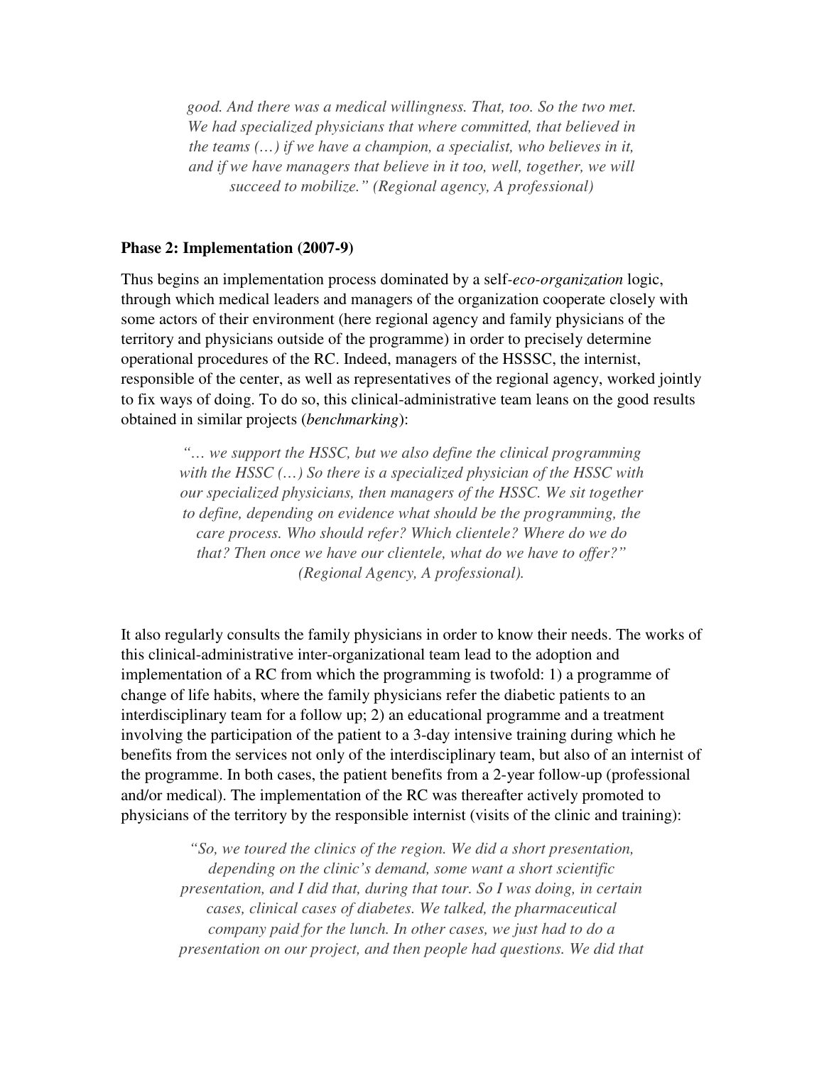*good. And there was a medical willingness. That, too. So the two met. We had specialized physicians that where committed, that believed in the teams (…) if we have a champion, a specialist, who believes in it, and if we have managers that believe in it too, well, together, we will succeed to mobilize." (Regional agency, A professional)*

### Phase 2: Implementation (2007-9)

Thus begins an implementation process dominated by a self-*eco-organization* logic, through which medical leaders and managers of the organization cooperate closely with some actors of their environment (here regional agency and family physicians of the territory and physicians outside of the programme) in order to precisely determine operational procedures of the RC. Indeed, managers of the HSSSC, the internist, responsible of the center, as well as representatives of the regional agency, worked jointly to fix ways of doing. To do so, this clinical-administrative team leans on the good results obtained in similar projects (*benchmarking*):

> *"… we support the HSSC, but we also define the clinical programming with the HSSC (…) So there is a specialized physician of the HSSC with our specialized physicians, then managers of the HSSC. We sit together to define, depending on evidence what should be the programming, the care process. Who should refer? Which clientele? Where do we do that? Then once we have our clientele, what do we have to offer?" (Regional Agency, A professional).*

It also regularly consults the family physicians in order to know their needs. The works of this clinical-administrative inter-organizational team lead to the adoption and implementation of a RC from which the programming is twofold: 1) a programme of change of life habits, where the family physicians refer the diabetic patients to an interdisciplinary team for a follow up; 2) an educational programme and a treatment involving the participation of the patient to a 3-day intensive training during which he benefits from the services not only of the interdisciplinary team, but also of an internist of the programme. In both cases, the patient benefits from a 2-year follow-up (professional and/or medical). The implementation of the RC was thereafter actively promoted to physicians of the territory by the responsible internist (visits of the clinic and training):

> *"So, we toured the clinics of the region. We did a short presentation, depending on the clinic's demand, some want a short scientific presentation, and I did that, during that tour. So I was doing, in certain cases, clinical cases of diabetes. We talked, the pharmaceutical company paid for the lunch. In other cases, we just had to do a presentation on our project, and then people had questions. We did that*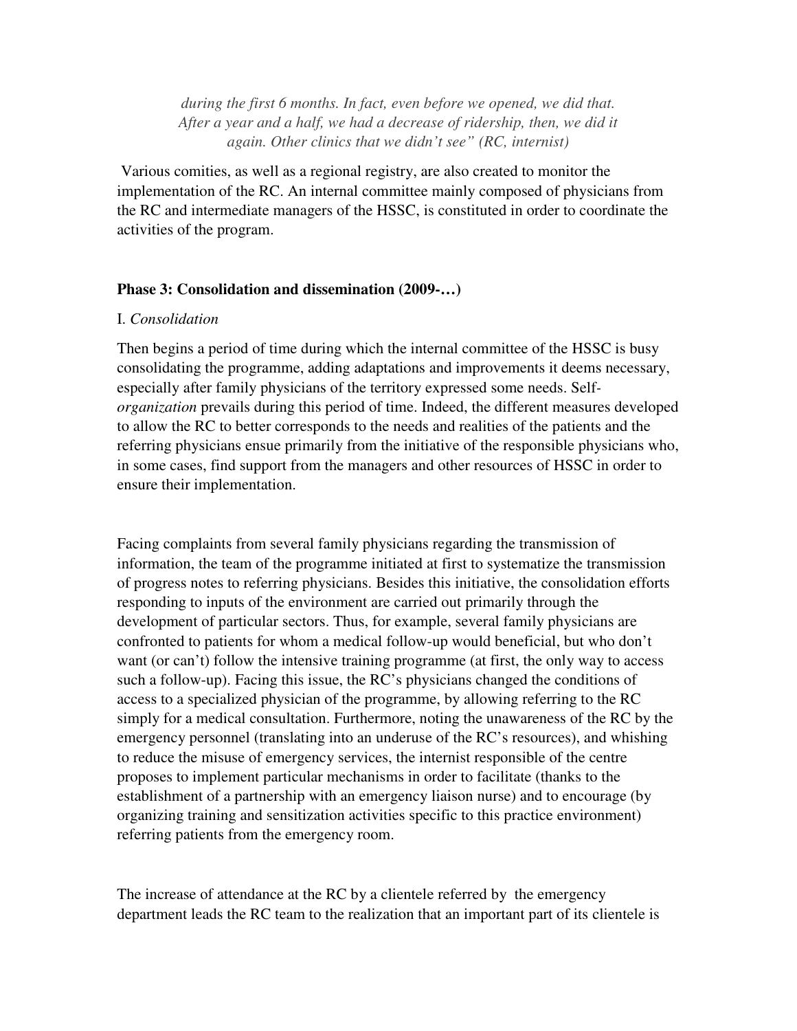*during the first 6 months. In fact, even before we opened, we did that. After a year and a half, we had a decrease of ridership, then, we did it again. Other clinics that we didn't see" (RC, internist)*

Various comities, as well as a regional registry, are also created to monitor the implementation of the RC. An internal committee mainly composed of physicians from the RC and intermediate managers of the HSSC, is constituted in order to coordinate the activities of the program.

### Phase 3: Consolidation and dissemination (2009-…)

I. *Consolidation*

Then begins a period of time during which the internal committee of the HSSC is busy consolidating the programme, adding adaptations and improvements it deems necessary, especially after family physicians of the territory expressed some needs. Self-*organization* prevails during this period of time. Indeed, the different measures developed to allow the RC to better corresponds to the needs and realities of the patients and the referring physicians ensue primarily from the initiative of the responsible physicians who, in some cases, find support from the managers and other resources of HSSC in order to ensure their implementation.

Facing complaints from several family physicians regarding the transmission of information, the team of the programme initiated at first to systematize the transmission of progress notes to referring physicians. Besides this initiative, the consolidation efforts responding to inputs of the environment are carried out primarily through the development of particular sectors. Thus, for example, several family physicians are confronted to patients for whom a medical follow-up would beneficial, but who don't want (or can't) follow the intensive training programme (at first, the only way to access such a follow-up). Facing this issue, the RC's physicians changed the conditions of access to a specialized physician of the programme, by allowing referring to the RC simply for a medical consultation. Furthermore, noting the unawareness of the RC by the emergency personnel (translating into an underuse of the RC's resources), and whishing to reduce the misuse of emergency services, the internist responsible of the centre proposes to implement particular mechanisms in order to facilitate (thanks to the establishment of a partnership with an emergency liaison nurse) and to encourage (by organizing training and sensitization activities specific to this practice environment) referring patients from the emergency room.

The increase of attendance at the RC by a clientele referred by the emergency department leads the RC team to the realization that an important part of its clientele is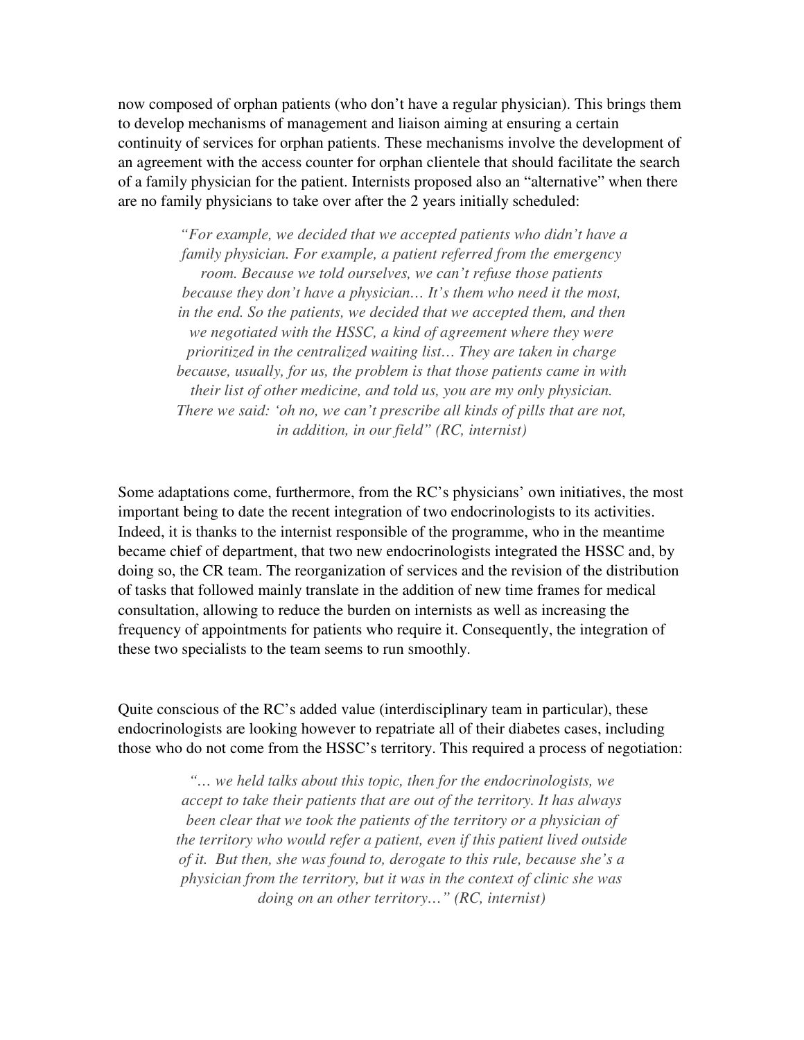now composed of orphan patients (who don't have a regular physician). This brings them to develop mechanisms of management and liaison aiming at ensuring a certain continuity of services for orphan patients. These mechanisms involve the development of an agreement with the access counter for orphan clientele that should facilitate the search of a family physician for the patient. Internists proposed also an "alternative" when there are no family physicians to take over after the 2 years initially scheduled:

> *"For example, we decided that we accepted patients who didn't have a family physician. For example, a patient referred from the emergency room. Because we told ourselves, we can't refuse those patients because they don't have a physician… It's them who need it the most, in the end. So the patients, we decided that we accepted them, and then we negotiated with the HSSC, a kind of agreement where they were prioritized in the centralized waiting list… They are taken in charge because, usually, for us, the problem is that those patients came in with their list of other medicine, and told us, you are my only physician. There we said: 'oh no, we can't prescribe all kinds of pills that are not, in addition, in our field" (RC, internist)*

Some adaptations come, furthermore, from the RC's physicians' own initiatives, the most important being to date the recent integration of two endocrinologists to its activities. Indeed, it is thanks to the internist responsible of the programme, who in the meantime became chief of department, that two new endocrinologists integrated the HSSC and, by doing so, the CR team. The reorganization of services and the revision of the distribution of tasks that followed mainly translate in the addition of new time frames for medical consultation, allowing to reduce the burden on internists as well as increasing the frequency of appointments for patients who require it. Consequently, the integration of these two specialists to the team seems to run smoothly.

Quite conscious of the RC's added value (interdisciplinary team in particular), these endocrinologists are looking however to repatriate all of their diabetes cases, including those who do not come from the HSSC's territory. This required a process of negotiation:

> *"… we held talks about this topic, then for the endocrinologists, we accept to take their patients that are out of the territory. It has always been clear that we took the patients of the territory or a physician of the territory who would refer a patient, even if this patient lived outside of it. But then, she was found to, derogate to this rule, because she's a physician from the territory, but it was in the context of clinic she was doing on an other territory…" (RC, internist)*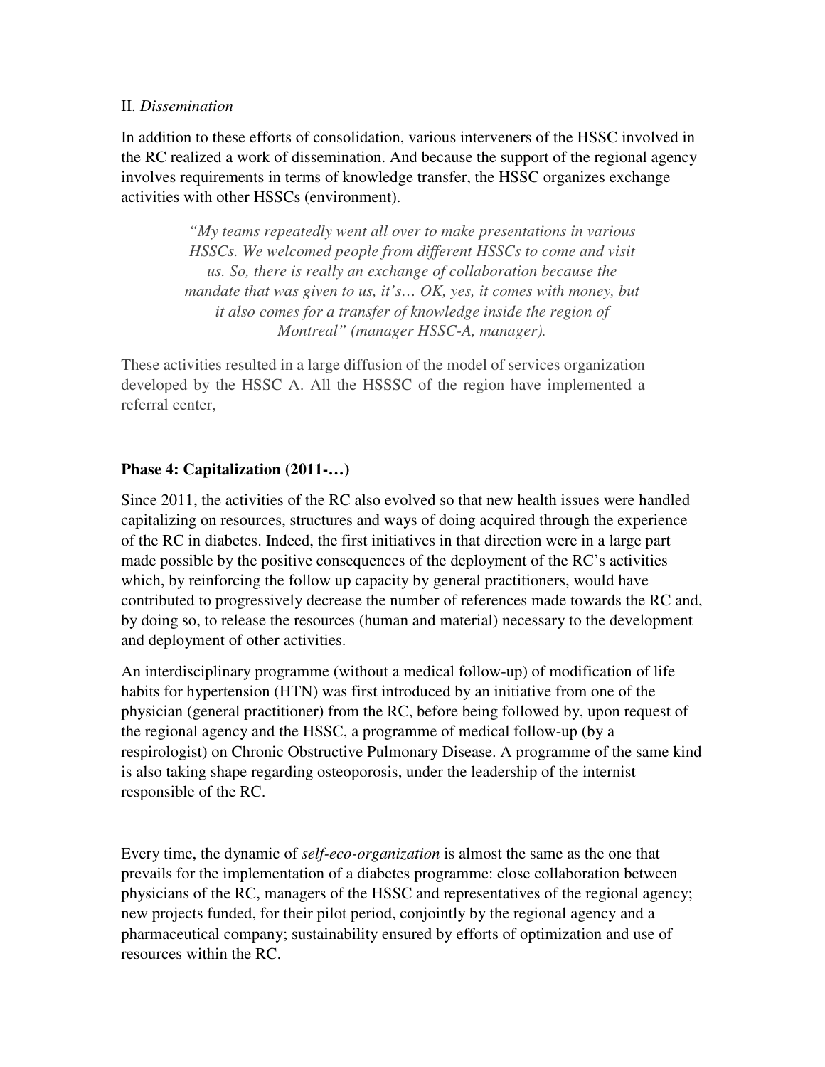II. *Dissemination*

In addition to these efforts of consolidation, various interveners of the HSSC involved in the RC realized a work of dissemination. And because the support of the regional agency involves requirements in terms of knowledge transfer, the HSSC organizes exchange activities with other HSSCs (environment).

> *"My teams repeatedly went all over to make presentations in various HSSCs. We welcomed people from different HSSCs to come and visit us. So, there is really an exchange of collaboration because the mandate that was given to us, it's… OK, yes, it comes with money, but it also comes for a transfer of knowledge inside the region of Montreal" (manager HSSC-A, manager).*

These activities resulted in a large diffusion of the model of services organization developed by the HSSC A. All the HSSSC of the region have implemented a referral center,

### Phase 4: Capitalization (2011-…)

Since 2011, the activities of the RC also evolved so that new health issues were handled capitalizing on resources, structures and ways of doing acquired through the experience of the RC in diabetes. Indeed, the first initiatives in that direction were in a large part made possible by the positive consequences of the deployment of the RC's activities which, by reinforcing the follow up capacity by general practitioners, would have contributed to progressively decrease the number of references made towards the RC and, by doing so, to release the resources (human and material) necessary to the development and deployment of other activities.

An interdisciplinary programme (without a medical follow-up) of modification of life habits for hypertension (HTN) was first introduced by an initiative from one of the physician (general practitioner) from the RC, before being followed by, upon request of the regional agency and the HSSC, a programme of medical follow-up (by a respirologist) on Chronic Obstructive Pulmonary Disease. A programme of the same kind is also taking shape regarding osteoporosis, under the leadership of the internist responsible of the RC.

Every time, the dynamic of *self-eco-organization* is almost the same as the one that prevails for the implementation of a diabetes programme: close collaboration between physicians of the RC, managers of the HSSC and representatives of the regional agency; new projects funded, for their pilot period, conjointly by the regional agency and a pharmaceutical company; sustainability ensured by efforts of optimization and use of resources within the RC.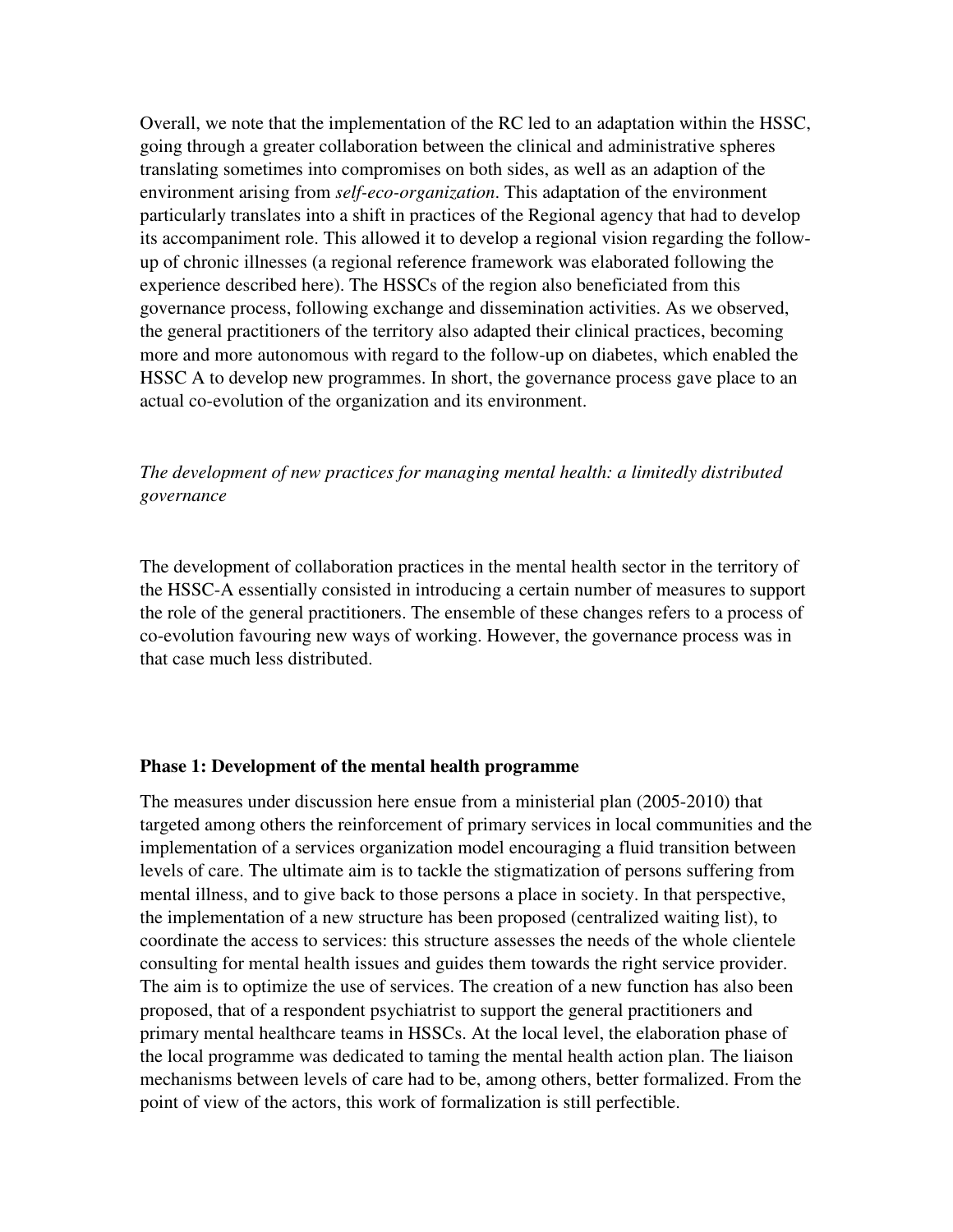Overall, we note that the implementation of the RC led to an adaptation within the HSSC, going through a greater collaboration between the clinical and administrative spheres translating sometimes into compromises on both sides, as well as an adaption of the environment arising from *self-eco-organization*. This adaptation of the environment particularly translates into a shift in practices of the Regional agency that had to develop its accompaniment role. This allowed it to develop a regional vision regarding the follow-up of chronic illnesses (a regional reference framework was elaborated following the experience described here). The HSSCs of the region also beneficiated from this governance process, following exchange and dissemination activities. As we observed, the general practitioners of the territory also adapted their clinical practices, becoming more and more autonomous with regard to the follow-up on diabetes, which enabled the HSSC A to develop new programmes. In short, the governance process gave place to an actual co-evolution of the organization and its environment.

*The development of new practices for managing mental health: a limitedly distributed governance*

The development of collaboration practices in the mental health sector in the territory of the HSSC-A essentially consisted in introducing a certain number of measures to support the role of the general practitioners. The ensemble of these changes refers to a process of co-evolution favouring new ways of working. However, the governance process was in that case much less distributed.

**Phase 1: Development of the mental health programme**

The measures under discussion here ensue from a ministerial plan (2005-2010) that targeted among others the reinforcement of primary services in local communities and the implementation of a services organization model encouraging a fluid transition between levels of care. The ultimate aim is to tackle the stigmatization of persons suffering from mental illness, and to give back to those persons a place in society. In that perspective, the implementation of a new structure has been proposed (centralized waiting list), to coordinate the access to services: this structure assesses the needs of the whole clientele consulting for mental health issues and guides them towards the right service provider. The aim is to optimize the use of services. The creation of a new function has also been proposed, that of a respondent psychiatrist to support the general practitioners and primary mental healthcare teams in HSSCs. At the local level, the elaboration phase of the local programme was dedicated to taming the mental health action plan. The liaison mechanisms between levels of care had to be, among others, better formalized. From the point of view of the actors, this work of formalization is still perfectible.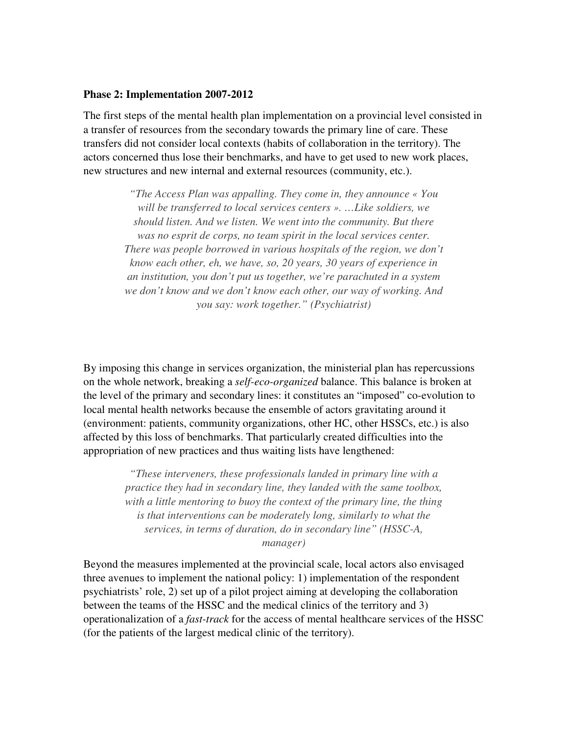**Phase 2: Implementation 2007-2012**

The first steps of the mental health plan implementation on a provincial level consisted in a transfer of resources from the secondary towards the primary line of care. These transfers did not consider local contexts (habits of collaboration in the territory). The actors concerned thus lose their benchmarks, and have to get used to new work places, new structures and new internal and external resources (community, etc.).

> *"The Access Plan was appalling. They come in, they announce « You will be transferred to local services centers ». …Like soldiers, we should listen. And we listen. We went into the community. But there was no esprit de corps, no team spirit in the local services center. There was people borrowed in various hospitals of the region, we don't know each other, eh, we have, so, 20 years, 30 years of experience in an institution, you don't put us together, we're parachuted in a system we don't know and we don't know each other, our way of working. And you say: work together." (Psychiatrist)*

By imposing this change in services organization, the ministerial plan has repercussions on the whole network, breaking a *self-eco-organized* balance. This balance is broken at the level of the primary and secondary lines: it constitutes an "imposed" co-evolution to local mental health networks because the ensemble of actors gravitating around it (environment: patients, community organizations, other HC, other HSSCs, etc.) is also affected by this loss of benchmarks. That particularly created difficulties into the appropriation of new practices and thus waiting lists have lengthened:

> *"These interveners, these professionals landed in primary line with a practice they had in secondary line, they landed with the same toolbox, with a little mentoring to buoy the context of the primary line, the thing is that interventions can be moderately long, similarly to what the services, in terms of duration, do in secondary line" (HSSC-A, manager)*

Beyond the measures implemented at the provincial scale, local actors also envisaged three avenues to implement the national policy: 1) implementation of the respondent psychiatrists' role, 2) set up of a pilot project aiming at developing the collaboration between the teams of the HSSC and the medical clinics of the territory and 3) operationalization of a *fast-track* for the access of mental healthcare services of the HSSC (for the patients of the largest medical clinic of the territory).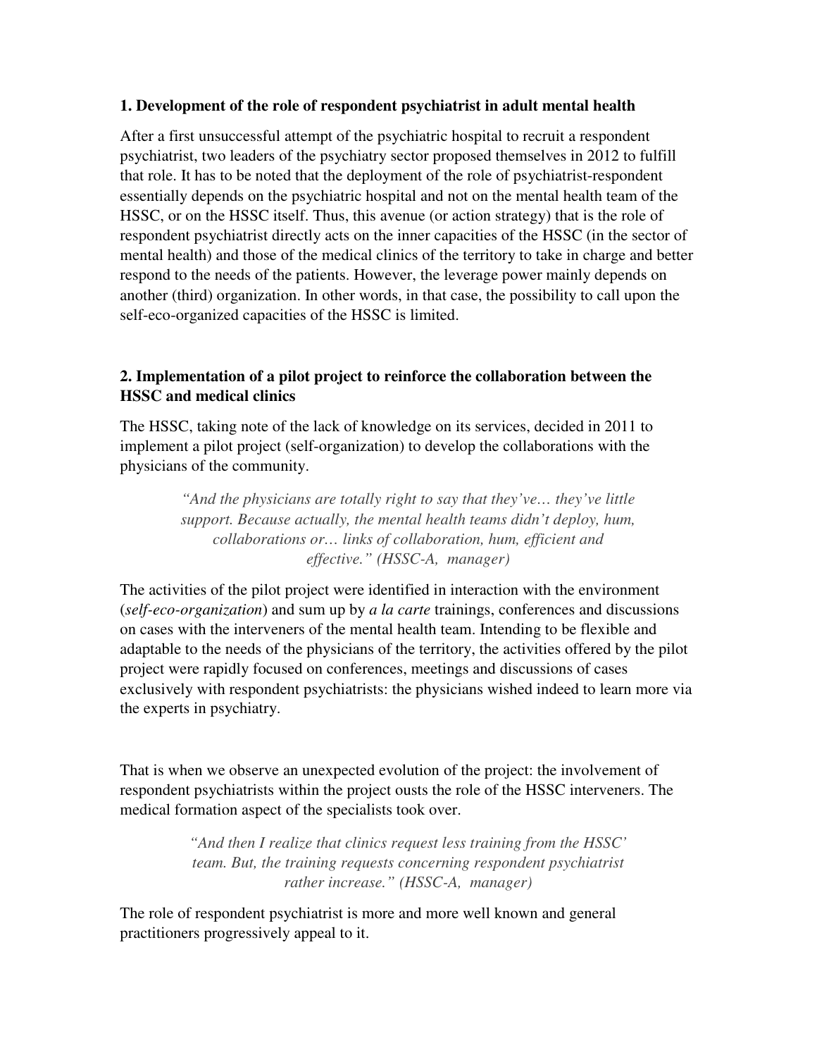**1. Development of the role of respondent psychiatrist in adult mental health**

After a first unsuccessful attempt of the psychiatric hospital to recruit a respondent psychiatrist, two leaders of the psychiatry sector proposed themselves in 2012 to fulfill that role. It has to be noted that the deployment of the role of psychiatrist-respondent essentially depends on the psychiatric hospital and not on the mental health team of the HSSC, or on the HSSC itself. Thus, this avenue (or action strategy) that is the role of respondent psychiatrist directly acts on the inner capacities of the HSSC (in the sector of mental health) and those of the medical clinics of the territory to take in charge and better respond to the needs of the patients. However, the leverage power mainly depends on another (third) organization. In other words, in that case, the possibility to call upon the self-eco-organized capacities of the HSSC is limited.

**2. Implementation of a pilot project to reinforce the collaboration between the HSSC and medical clinics**

The HSSC, taking note of the lack of knowledge on its services, decided in 2011 to implement a pilot project (self-organization) to develop the collaborations with the physicians of the community.

> *"And the physicians are totally right to say that they've… they've little support. Because actually, the mental health teams didn't deploy, hum, collaborations or… links of collaboration, hum, efficient and effective." (HSSC-A, manager)*

The activities of the pilot project were identified in interaction with the environment (*self-eco-organization*) and sum up by *a la carte* trainings, conferences and discussions on cases with the interveners of the mental health team. Intending to be flexible and adaptable to the needs of the physicians of the territory, the activities offered by the pilot project were rapidly focused on conferences, meetings and discussions of cases exclusively with respondent psychiatrists: the physicians wished indeed to learn more via the experts in psychiatry.

That is when we observe an unexpected evolution of the project: the involvement of respondent psychiatrists within the project ousts the role of the HSSC interveners. The medical formation aspect of the specialists took over.

> *"And then I realize that clinics request less training from the HSSC' team. But, the training requests concerning respondent psychiatrist rather increase." (HSSC-A, manager)*

The role of respondent psychiatrist is more and more well known and general practitioners progressively appeal to it.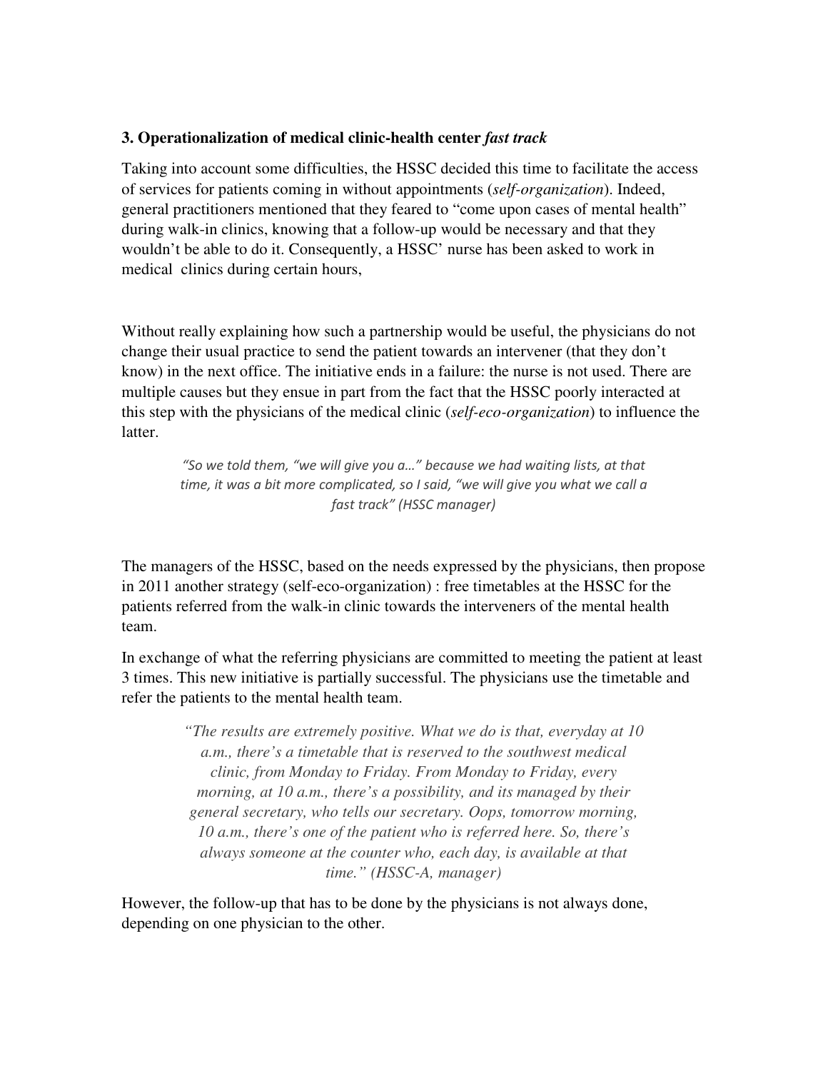### 3. Operationalization of medical clinic-health center *fast track*

Taking into account some difficulties, the HSSC decided this time to facilitate the access of services for patients coming in without appointments (*self-organization*). Indeed, general practitioners mentioned that they feared to "come upon cases of mental health" during walk-in clinics, knowing that a follow-up would be necessary and that they wouldn't be able to do it. Consequently, a HSSC' nurse has been asked to work in medical clinics during certain hours,

Without really explaining how such a partnership would be useful, the physicians do not change their usual practice to send the patient towards an intervener (that they don't know) in the next office. The initiative ends in a failure: the nurse is not used. There are multiple causes but they ensue in part from the fact that the HSSC poorly interacted at this step with the physicians of the medical clinic (*self-eco-organization*) to influence the latter.

> *"So we told them, "we will give you a…" because we had waiting lists, at that time, it was a bit more complicated, so I said, "we will give you what we call a fast track" (HSSC manager)*

The managers of the HSSC, based on the needs expressed by the physicians, then propose in 2011 another strategy (self-eco-organization) : free timetables at the HSSC for the patients referred from the walk-in clinic towards the interveners of the mental health team.

In exchange of what the referring physicians are committed to meeting the patient at least 3 times. This new initiative is partially successful. The physicians use the timetable and refer the patients to the mental health team.

> *"The results are extremely positive. What we do is that, everyday at 10 a.m., there's a timetable that is reserved to the southwest medical clinic, from Monday to Friday. From Monday to Friday, every morning, at 10 a.m., there's a possibility, and its managed by their general secretary, who tells our secretary. Oops, tomorrow morning, 10 a.m., there's one of the patient who is referred here. So, there's always someone at the counter who, each day, is available at that time." (HSSC-A, manager)*

However, the follow-up that has to be done by the physicians is not always done, depending on one physician to the other.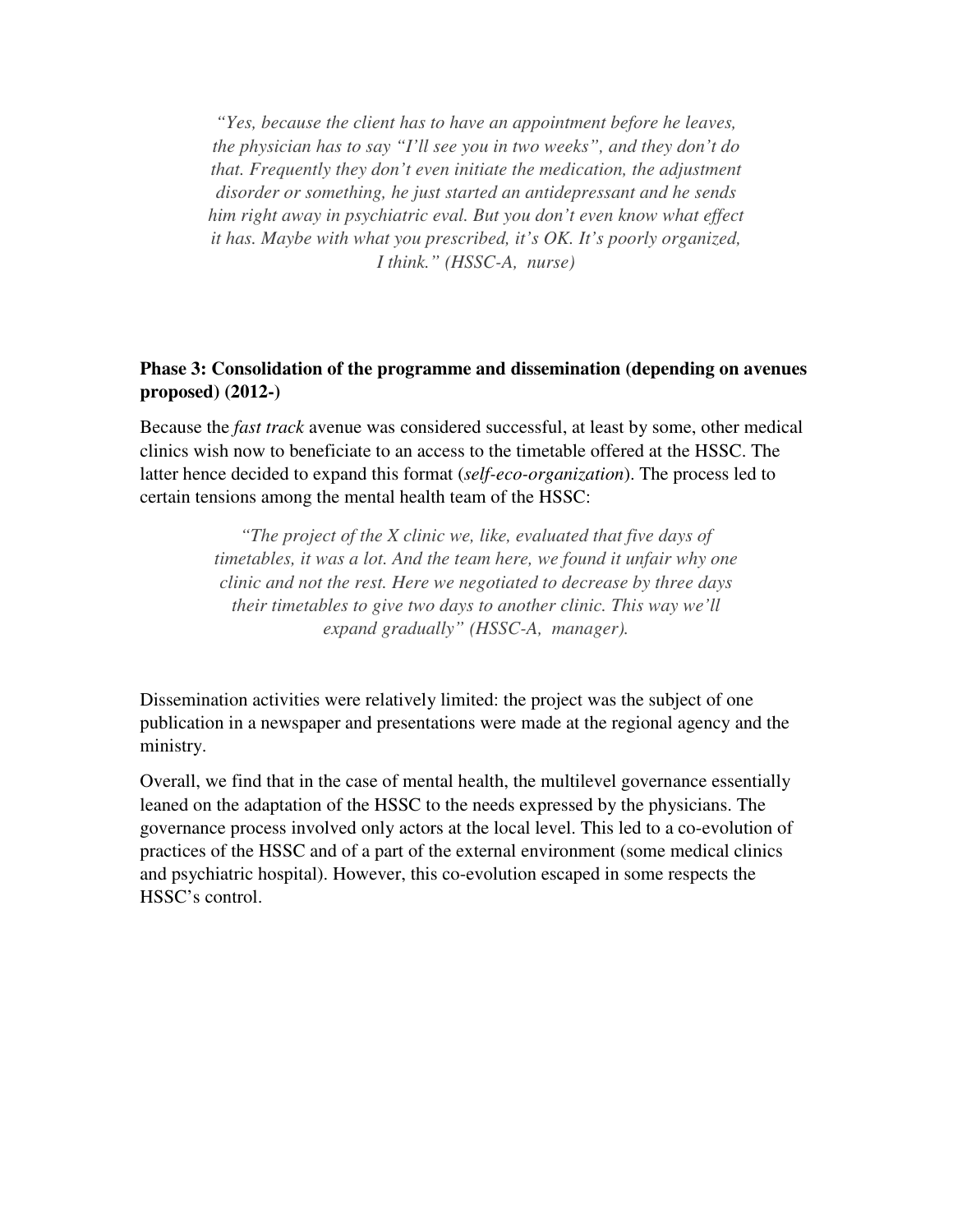> *"Yes, because the client has to have an appointment before he leaves, the physician has to say "I'll see you in two weeks", and they don't do that. Frequently they don't even initiate the medication, the adjustment disorder or something, he just started an antidepressant and he sends him right away in psychiatric eval. But you don't even know what effect it has. Maybe with what you prescribed, it's OK. It's poorly organized, I think." (HSSC-A, nurse)*

**Phase 3: Consolidation of the programme and dissemination (depending on avenues proposed) (2012-)**

Because the *fast track* avenue was considered successful, at least by some, other medical clinics wish now to beneficiate to an access to the timetable offered at the HSSC. The latter hence decided to expand this format (*self-eco-organization*). The process led to certain tensions among the mental health team of the HSSC:

> *"The project of the X clinic we, like, evaluated that five days of timetables, it was a lot. And the team here, we found it unfair why one clinic and not the rest. Here we negotiated to decrease by three days their timetables to give two days to another clinic. This way we'll expand gradually" (HSSC-A, manager).*

Dissemination activities were relatively limited: the project was the subject of one publication in a newspaper and presentations were made at the regional agency and the ministry.

Overall, we find that in the case of mental health, the multilevel governance essentially leaned on the adaptation of the HSSC to the needs expressed by the physicians. The governance process involved only actors at the local level. This led to a co-evolution of practices of the HSSC and of a part of the external environment (some medical clinics and psychiatric hospital). However, this co-evolution escaped in some respects the HSSC's control.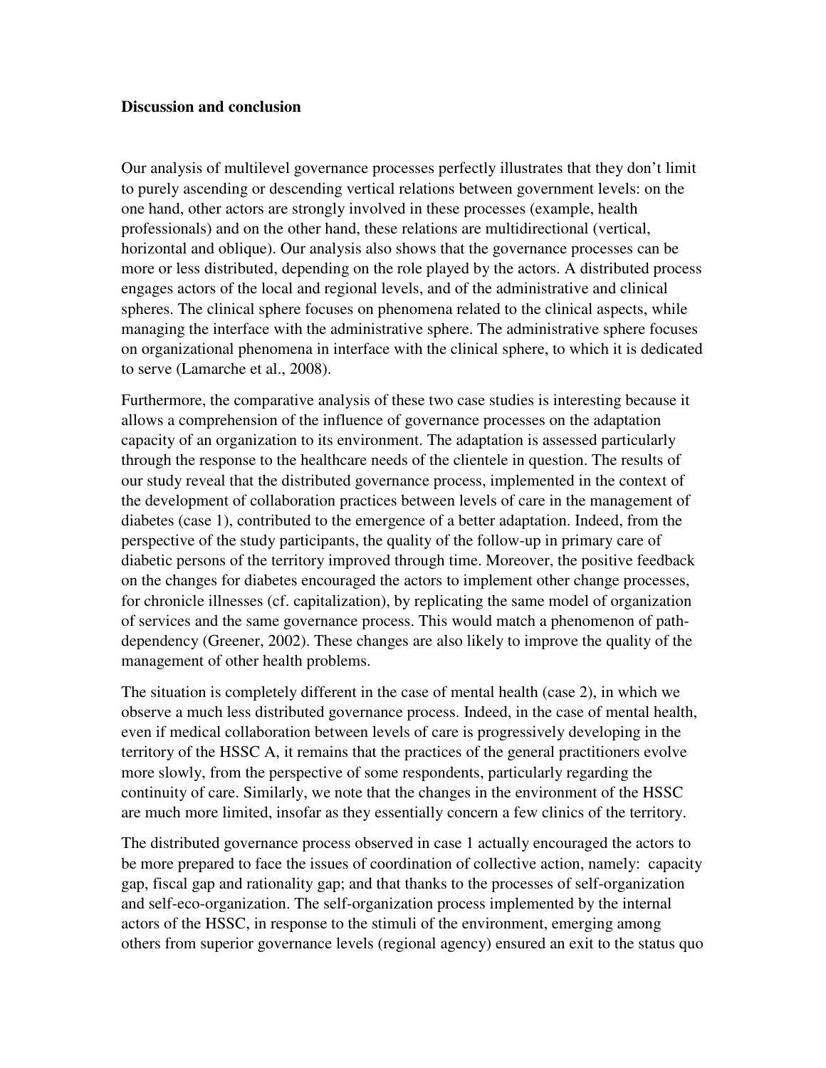## Discussion and conclusion

Our analysis of multilevel governance processes perfectly illustrates that they don't limit to purely ascending or descending vertical relations between government levels: on the one hand, other actors are strongly involved in these processes (example, health professionals) and on the other hand, these relations are multidirectional (vertical, horizontal and oblique). Our analysis also shows that the governance processes can be more or less distributed, depending on the role played by the actors. A distributed process engages actors of the local and regional levels, and of the administrative and clinical spheres. The clinical sphere focuses on phenomena related to the clinical aspects, while managing the interface with the administrative sphere. The administrative sphere focuses on organizational phenomena in interface with the clinical sphere, to which it is dedicated to serve (Lamarche et al., 2008).

Furthermore, the comparative analysis of these two case studies is interesting because it allows a comprehension of the influence of governance processes on the adaptation capacity of an organization to its environment. The adaptation is assessed particularly through the response to the healthcare needs of the clientele in question. The results of our study reveal that the distributed governance process, implemented in the context of the development of collaboration practices between levels of care in the management of diabetes (case 1), contributed to the emergence of a better adaptation. Indeed, from the perspective of the study participants, the quality of the follow-up in primary care of diabetic persons of the territory improved through time. Moreover, the positive feedback on the changes for diabetes encouraged the actors to implement other change processes, for chronicle illnesses (cf. capitalization), by replicating the same model of organization of services and the same governance process. This would match a phenomenon of path-dependency (Greener, 2002). These changes are also likely to improve the quality of the management of other health problems.

The situation is completely different in the case of mental health (case 2), in which we observe a much less distributed governance process. Indeed, in the case of mental health, even if medical collaboration between levels of care is progressively developing in the territory of the HSSC A, it remains that the practices of the general practitioners evolve more slowly, from the perspective of some respondents, particularly regarding the continuity of care. Similarly, we note that the changes in the environment of the HSSC are much more limited, insofar as they essentially concern a few clinics of the territory.

The distributed governance process observed in case 1 actually encouraged the actors to be more prepared to face the issues of coordination of collective action, namely: capacity gap, fiscal gap and rationality gap; and that thanks to the processes of self-organization and self-eco-organization. The self-organization process implemented by the internal actors of the HSSC, in response to the stimuli of the environment, emerging among others from superior governance levels (regional agency) ensured an exit to the status quo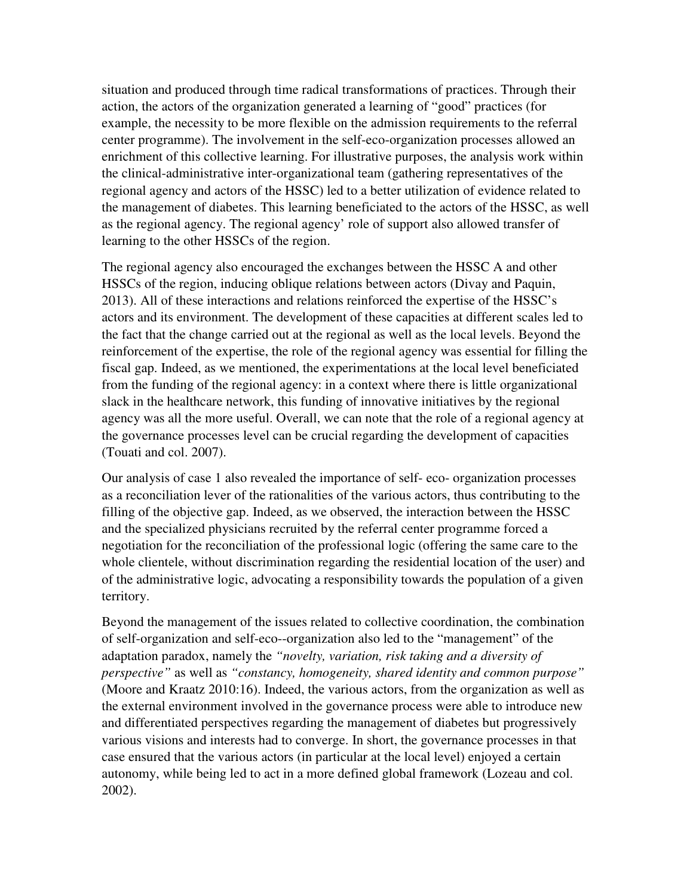situation and produced through time radical transformations of practices. Through their action, the actors of the organization generated a learning of "good" practices (for example, the necessity to be more flexible on the admission requirements to the referral center programme). The involvement in the self-eco-organization processes allowed an enrichment of this collective learning. For illustrative purposes, the analysis work within the clinical-administrative inter-organizational team (gathering representatives of the regional agency and actors of the HSSC) led to a better utilization of evidence related to the management of diabetes. This learning beneficiated to the actors of the HSSC, as well as the regional agency. The regional agency' role of support also allowed transfer of learning to the other HSSCs of the region.

The regional agency also encouraged the exchanges between the HSSC A and other HSSCs of the region, inducing oblique relations between actors (Divay and Paquin, 2013). All of these interactions and relations reinforced the expertise of the HSSC's actors and its environment. The development of these capacities at different scales led to the fact that the change carried out at the regional as well as the local levels. Beyond the reinforcement of the expertise, the role of the regional agency was essential for filling the fiscal gap. Indeed, as we mentioned, the experimentations at the local level beneficiated from the funding of the regional agency: in a context where there is little organizational slack in the healthcare network, this funding of innovative initiatives by the regional agency was all the more useful. Overall, we can note that the role of a regional agency at the governance processes level can be crucial regarding the development of capacities (Touati and col. 2007).

Our analysis of case 1 also revealed the importance of self- eco- organization processes as a reconciliation lever of the rationalities of the various actors, thus contributing to the filling of the objective gap. Indeed, as we observed, the interaction between the HSSC and the specialized physicians recruited by the referral center programme forced a negotiation for the reconciliation of the professional logic (offering the same care to the whole clientele, without discrimination regarding the residential location of the user) and of the administrative logic, advocating a responsibility towards the population of a given territory.

Beyond the management of the issues related to collective coordination, the combination of self-organization and self-eco--organization also led to the "management" of the adaptation paradox, namely the *"novelty, variation, risk taking and a diversity of perspective"* as well as *"constancy, homogeneity, shared identity and common purpose"* (Moore and Kraatz 2010:16). Indeed, the various actors, from the organization as well as the external environment involved in the governance process were able to introduce new and differentiated perspectives regarding the management of diabetes but progressively various visions and interests had to converge. In short, the governance processes in that case ensured that the various actors (in particular at the local level) enjoyed a certain autonomy, while being led to act in a more defined global framework (Lozeau and col. 2002).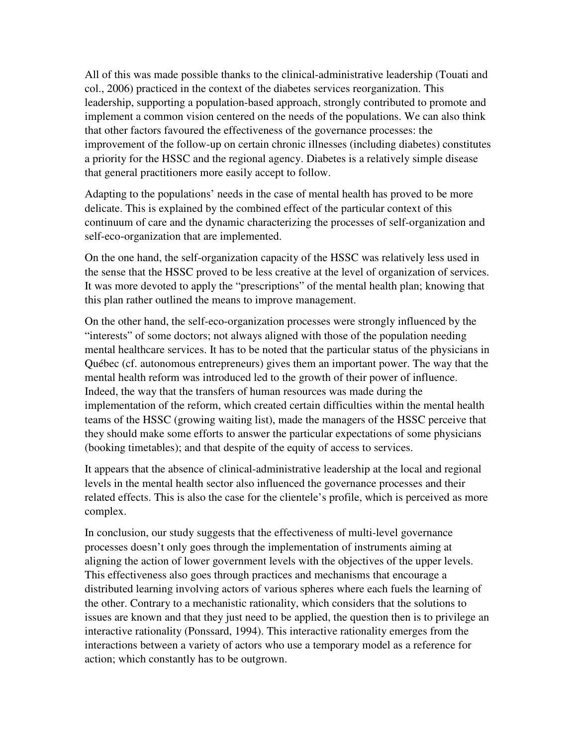All of this was made possible thanks to the clinical-administrative leadership (Touati and col., 2006) practiced in the context of the diabetes services reorganization. This leadership, supporting a population-based approach, strongly contributed to promote and implement a common vision centered on the needs of the populations. We can also think that other factors favoured the effectiveness of the governance processes: the improvement of the follow-up on certain chronic illnesses (including diabetes) constitutes a priority for the HSSC and the regional agency. Diabetes is a relatively simple disease that general practitioners more easily accept to follow.

Adapting to the populations' needs in the case of mental health has proved to be more delicate. This is explained by the combined effect of the particular context of this continuum of care and the dynamic characterizing the processes of self-organization and self-eco-organization that are implemented.

On the one hand, the self-organization capacity of the HSSC was relatively less used in the sense that the HSSC proved to be less creative at the level of organization of services. It was more devoted to apply the "prescriptions" of the mental health plan; knowing that this plan rather outlined the means to improve management.

On the other hand, the self-eco-organization processes were strongly influenced by the "interests" of some doctors; not always aligned with those of the population needing mental healthcare services. It has to be noted that the particular status of the physicians in Québec (cf. autonomous entrepreneurs) gives them an important power. The way that the mental health reform was introduced led to the growth of their power of influence. Indeed, the way that the transfers of human resources was made during the implementation of the reform, which created certain difficulties within the mental health teams of the HSSC (growing waiting list), made the managers of the HSSC perceive that they should make some efforts to answer the particular expectations of some physicians (booking timetables); and that despite of the equity of access to services.

It appears that the absence of clinical-administrative leadership at the local and regional levels in the mental health sector also influenced the governance processes and their related effects. This is also the case for the clientele's profile, which is perceived as more complex.

In conclusion, our study suggests that the effectiveness of multi-level governance processes doesn't only goes through the implementation of instruments aiming at aligning the action of lower government levels with the objectives of the upper levels. This effectiveness also goes through practices and mechanisms that encourage a distributed learning involving actors of various spheres where each fuels the learning of the other. Contrary to a mechanistic rationality, which considers that the solutions to issues are known and that they just need to be applied, the question then is to privilege an interactive rationality (Ponssard, 1994). This interactive rationality emerges from the interactions between a variety of actors who use a temporary model as a reference for action; which constantly has to be outgrown.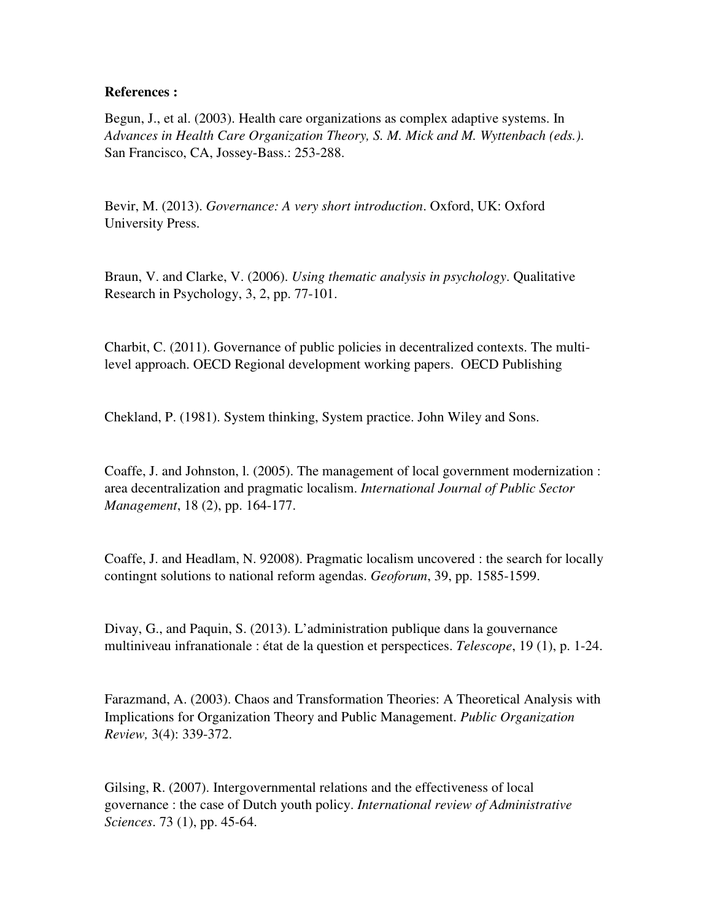**References :**

Begun, J., et al. (2003). Health care organizations as complex adaptive systems. In *Advances in Health Care Organization Theory, S. M. Mick and M. Wyttenbach (eds.).* San Francisco, CA, Jossey-Bass.: 253-288.

Bevir, M. (2013). *Governance: A very short introduction*. Oxford, UK: Oxford University Press.

Braun, V. and Clarke, V. (2006). *Using thematic analysis in psychology*. Qualitative Research in Psychology, 3, 2, pp. 77-101.

Charbit, C. (2011). Governance of public policies in decentralized contexts. The multi-level approach. OECD Regional development working papers. OECD Publishing

Chekland, P. (1981). System thinking, System practice. John Wiley and Sons.

Coaffe, J. and Johnston, l. (2005). The management of local government modernization : area decentralization and pragmatic localism. *International Journal of Public Sector Management*, 18 (2), pp. 164-177.

Coaffe, J. and Headlam, N. 92008). Pragmatic localism uncovered : the search for locally contingnt solutions to national reform agendas. *Geoforum*, 39, pp. 1585-1599.

Divay, G., and Paquin, S. (2013). L'administration publique dans la gouvernance multiniveau infranationale : état de la question et perspectices. *Telescope*, 19 (1), p. 1-24.

Farazmand, A. (2003). Chaos and Transformation Theories: A Theoretical Analysis with Implications for Organization Theory and Public Management. *Public Organization Review,* 3(4): 339-372.

Gilsing, R. (2007). Intergovernmental relations and the effectiveness of local governance : the case of Dutch youth policy. *International review of Administrative Sciences*. 73 (1), pp. 45-64.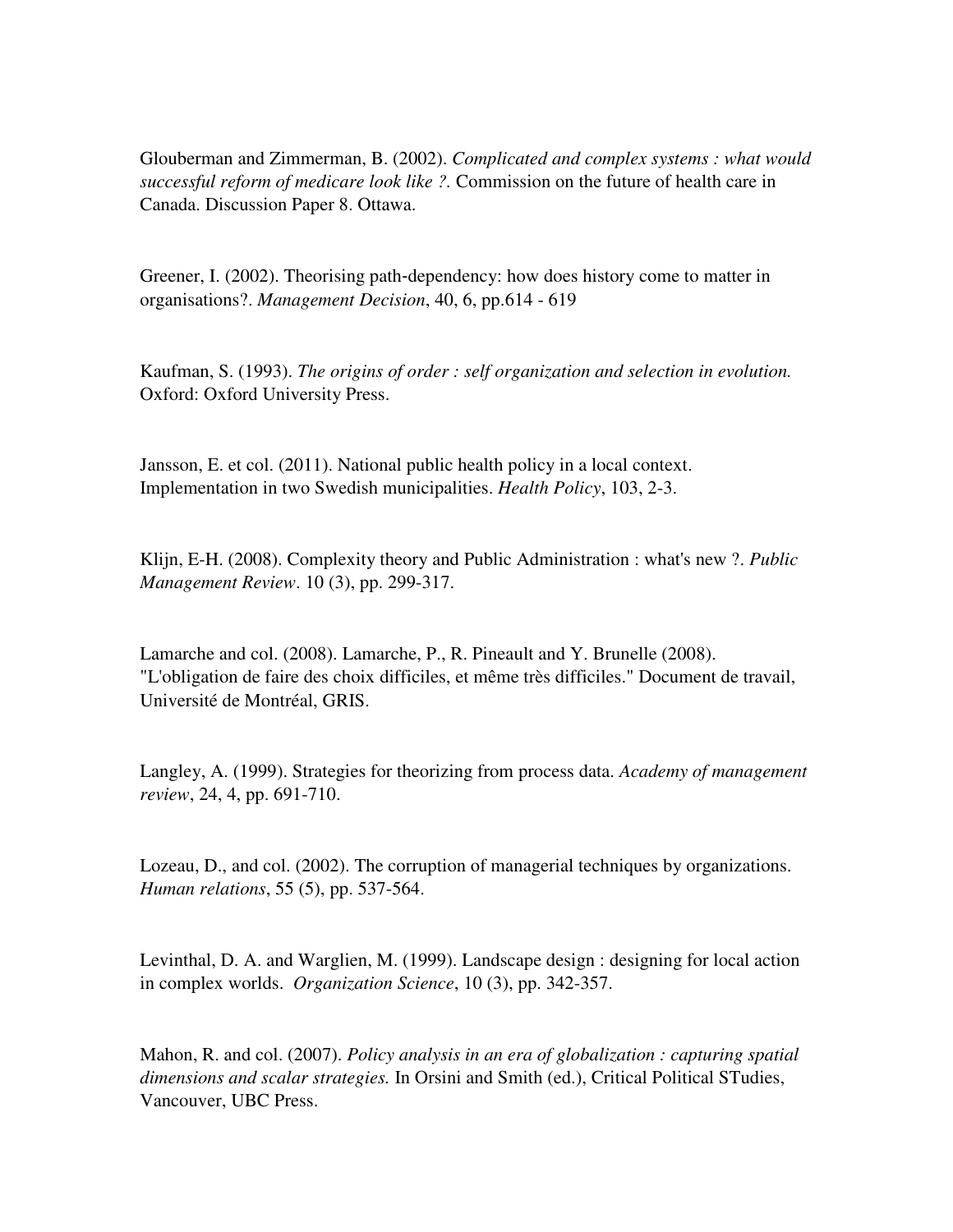Glouberman and Zimmerman, B. (2002). *Complicated and complex systems : what would successful reform of medicare look like ?*. Commission on the future of health care in Canada. Discussion Paper 8. Ottawa.

Greener, I. (2002). Theorising path-dependency: how does history come to matter in organisations?. *Management Decision*, 40, 6, pp.614 - 619

Kaufman, S. (1993). *The origins of order : self organization and selection in evolution.* Oxford: Oxford University Press.

Jansson, E. et col. (2011). National public health policy in a local context. Implementation in two Swedish municipalities. *Health Policy*, 103, 2-3.

Klijn, E-H. (2008). Complexity theory and Public Administration : what's new ?. *Public Management Review*. 10 (3), pp. 299-317.

Lamarche and col. (2008). Lamarche, P., R. Pineault and Y. Brunelle (2008). "L'obligation de faire des choix difficiles, et même très difficiles." Document de travail, Université de Montréal, GRIS.

Langley, A. (1999). Strategies for theorizing from process data. *Academy of management review*, 24, 4, pp. 691-710.

Lozeau, D., and col. (2002). The corruption of managerial techniques by organizations. *Human relations*, 55 (5), pp. 537-564.

Levinthal, D. A. and Warglien, M. (1999). Landscape design : designing for local action in complex worlds. *Organization Science*, 10 (3), pp. 342-357.

Mahon, R. and col. (2007). *Policy analysis in an era of globalization : capturing spatial dimensions and scalar strategies.* In Orsini and Smith (ed.), Critical Political STudies, Vancouver, UBC Press.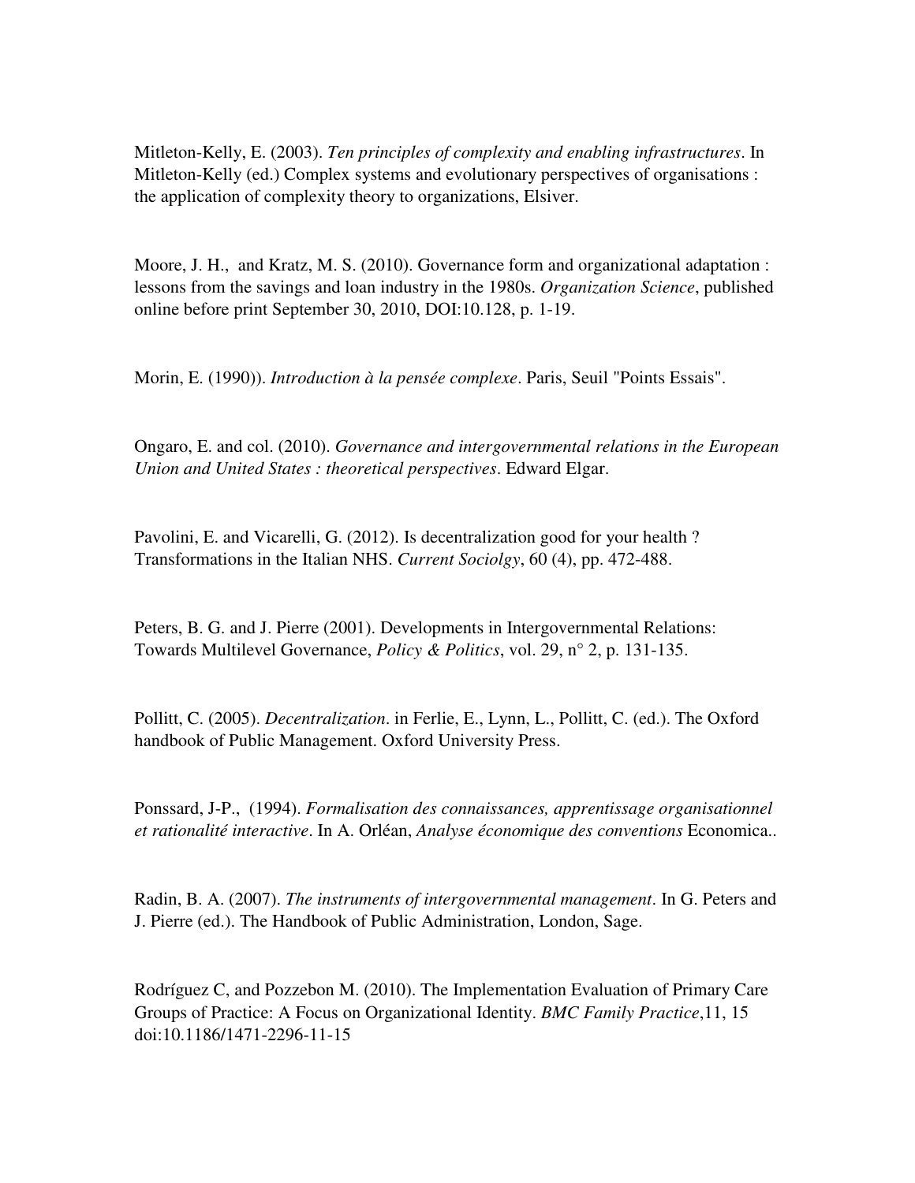Mitleton-Kelly, E. (2003). *Ten principles of complexity and enabling infrastructures*. In Mitleton-Kelly (ed.) Complex systems and evolutionary perspectives of organisations : the application of complexity theory to organizations, Elsiver.

Moore, J. H., and Kratz, M. S. (2010). Governance form and organizational adaptation : lessons from the savings and loan industry in the 1980s. *Organization Science*, published online before print September 30, 2010, DOI:10.128, p. 1-19.

Morin, E. (1990)). *Introduction à la pensée complexe*. Paris, Seuil "Points Essais".

Ongaro, E. and col. (2010). *Governance and intergovernmental relations in the European Union and United States : theoretical perspectives*. Edward Elgar.

Pavolini, E. and Vicarelli, G. (2012). Is decentralization good for your health ? Transformations in the Italian NHS. *Current Sociolgy*, 60 (4), pp. 472-488.

Peters, B. G. and J. Pierre (2001). Developments in Intergovernmental Relations: Towards Multilevel Governance, *Policy & Politics*, vol. 29, n° 2, p. 131-135.

Pollitt, C. (2005). *Decentralization*. in Ferlie, E., Lynn, L., Pollitt, C. (ed.). The Oxford handbook of Public Management. Oxford University Press.

Ponssard, J-P., (1994). *Formalisation des connaissances, apprentissage organisationnel et rationalité interactive*. In A. Orléan, *Analyse économique des conventions* Economica..

Radin, B. A. (2007). *The instruments of intergovernmental management*. In G. Peters and J. Pierre (ed.). The Handbook of Public Administration, London, Sage.

Rodríguez C, and Pozzebon M. (2010). The Implementation Evaluation of Primary Care Groups of Practice: A Focus on Organizational Identity. *BMC Family Practice*,11, 15 doi:10.1186/1471-2296-11-15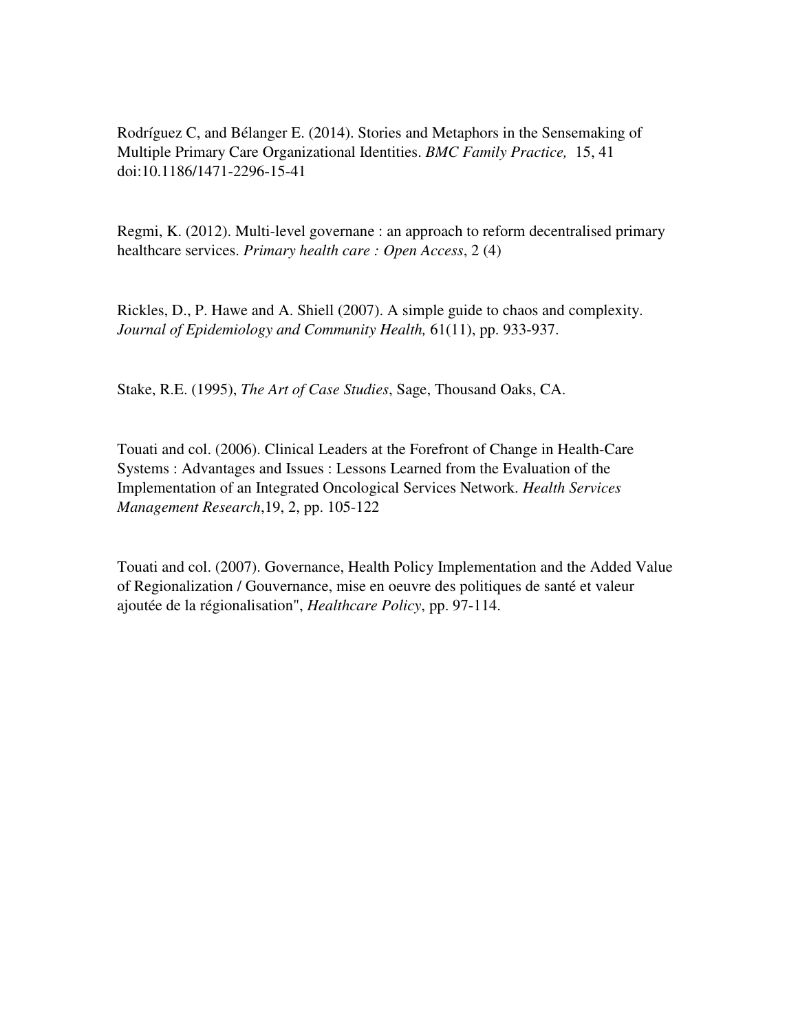Rodríguez C, and Bélanger E. (2014). Stories and Metaphors in the Sensemaking of Multiple Primary Care Organizational Identities. *BMC Family Practice,* 15, 41 doi:10.1186/1471-2296-15-41

Regmi, K. (2012). Multi-level governane : an approach to reform decentralised primary healthcare services. *Primary health care : Open Access*, 2 (4)

Rickles, D., P. Hawe and A. Shiell (2007). A simple guide to chaos and complexity. *Journal of Epidemiology and Community Health,* 61(11), pp. 933-937.

Stake, R.E. (1995), *The Art of Case Studies*, Sage, Thousand Oaks, CA.

Touati and col. (2006). Clinical Leaders at the Forefront of Change in Health-Care Systems : Advantages and Issues : Lessons Learned from the Evaluation of the Implementation of an Integrated Oncological Services Network. *Health Services Management Research*,19, 2, pp. 105-122

Touati and col. (2007). Governance, Health Policy Implementation and the Added Value of Regionalization / Gouvernance, mise en oeuvre des politiques de santé et valeur ajoutée de la régionalisation", *Healthcare Policy*, pp. 97-114.